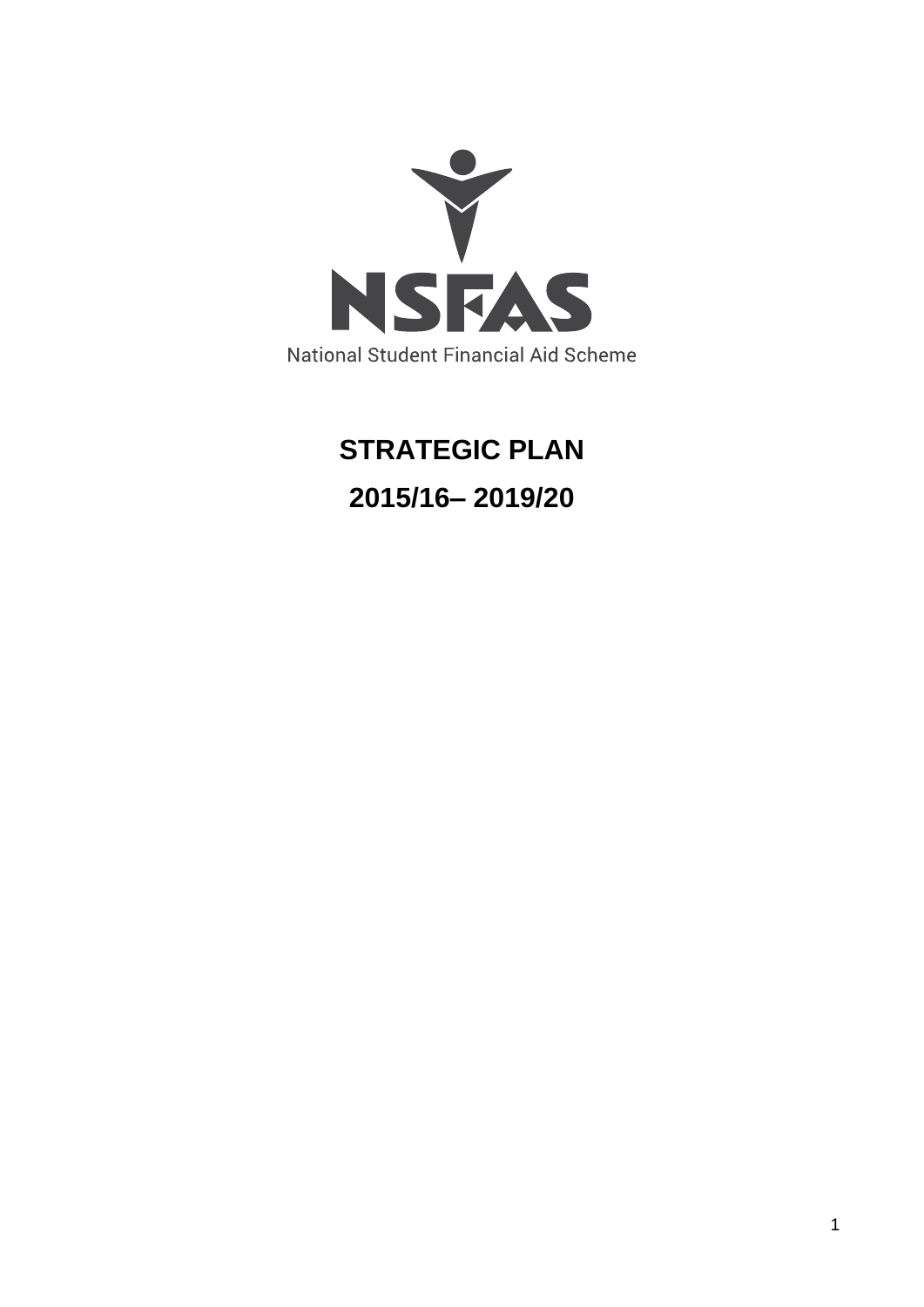NSFAS

National Student Financial Aid Scheme

# STRATEGIC PLAN

# 2015/16– 2019/20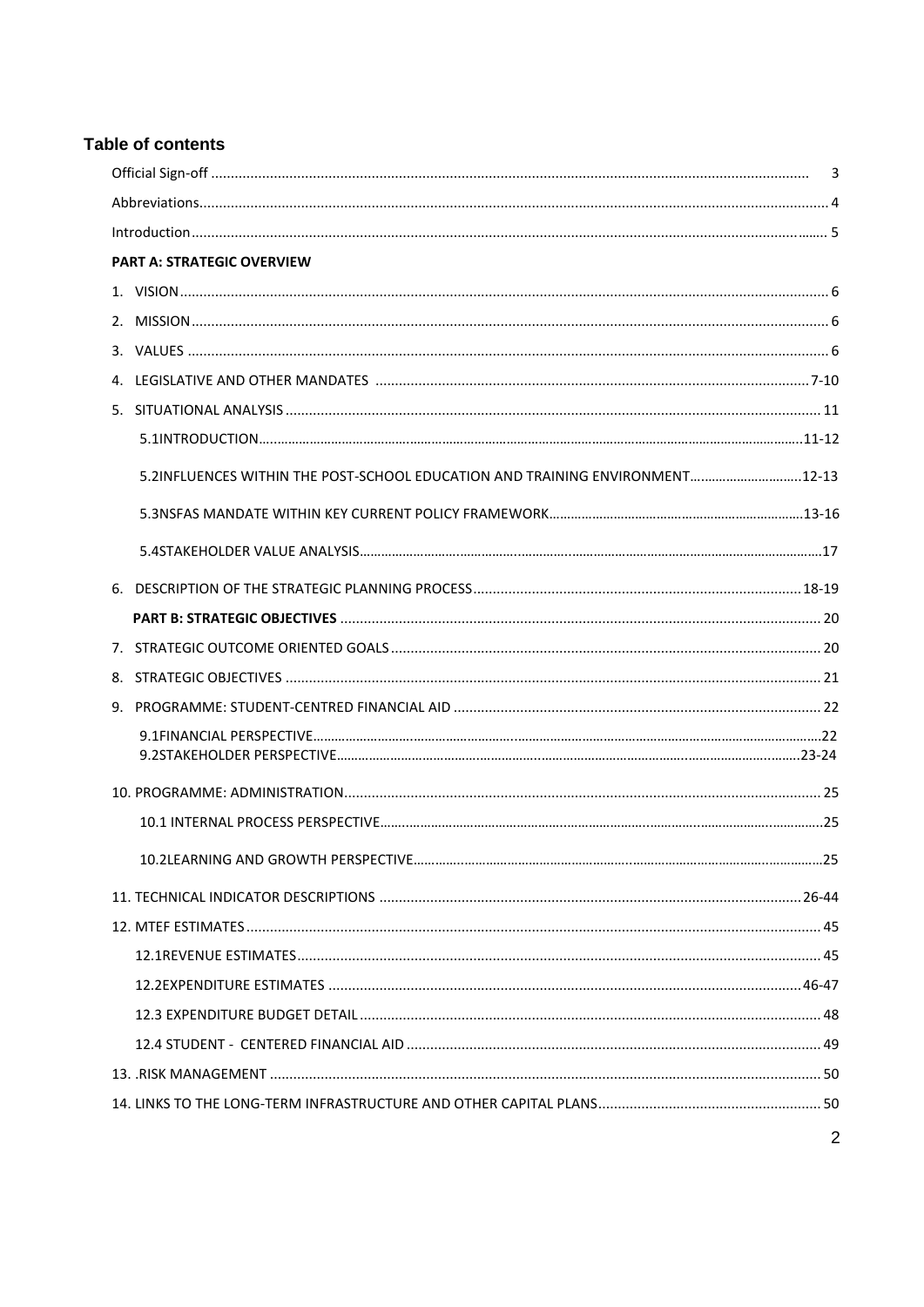## Table of contents

Official Sign-off ........................................................................................................................................ 3

Abbreviations............................................................................................................................................... 4

Introduction ................................................................................................................................................ 5

**PART A: STRATEGIC OVERVIEW**

1. VISION ................................................................................................................................................... 6
2. MISSION ................................................................................................................................................ 6
3. VALUES .................................................................................................................................................. 6
4. LEGISLATIVE AND OTHER MANDATES .............................................................................................. 7-10
5. SITUATIONAL ANALYSIS ........................................................................................................................ 11

   5.1INTRODUCTION..........................................................................................................................11-12

   5.2INFLUENCES WITHIN THE POST-SCHOOL EDUCATION AND TRAINING ENVIRONMENT..............................12-13

   5.3NSFAS MANDATE WITHIN KEY CURRENT POLICY FRAMEWORK.....................................................................13-16

   5.4STAKEHOLDER VALUE ANALYSIS.....................................................................................................................17

6. DESCRIPTION OF THE STRATEGIC PLANNING PROCESS ................................................................................... 18-19

**PART B: STRATEGIC OBJECTIVES** ............................................................................................................ 20

7. STRATEGIC OUTCOME ORIENTED GOALS ............................................................................................. 20
8. STRATEGIC OBJECTIVES ........................................................................................................................ 21
9. PROGRAMME: STUDENT-CENTRED FINANCIAL AID ............................................................................. 22

   9.1FINANCIAL PERSPECTIVE.........................................................................................................................22
   9.2STAKEHOLDER PERSPECTIVE...............................................................................................................23-24

10. PROGRAMME: ADMINISTRATION.......................................................................................................... 25

    10.1 INTERNAL PROCESS PERSPECTIVE..........................................................................................................25

    10.2LEARNING AND GROWTH PERSPECTIVE.....................................................................................................25

11. TECHNICAL INDICATOR DESCRIPTIONS ........................................................................................... 26-44
12. MTEF ESTIMATES ................................................................................................................................. 45

    12.1REVENUE ESTIMATES.............................................................................................................................. 45

    12.2EXPENDITURE ESTIMATES .................................................................................................................. 46-47

    12.3 EXPENDITURE BUDGET DETAIL ............................................................................................................... 48

    12.4 STUDENT - CENTERED FINANCIAL AID .................................................................................................... 49

13. .RISK MANAGEMENT ............................................................................................................................ 50
14. LINKS TO THE LONG-TERM INFRASTRUCTURE AND OTHER CAPITAL PLANS.............................................. 50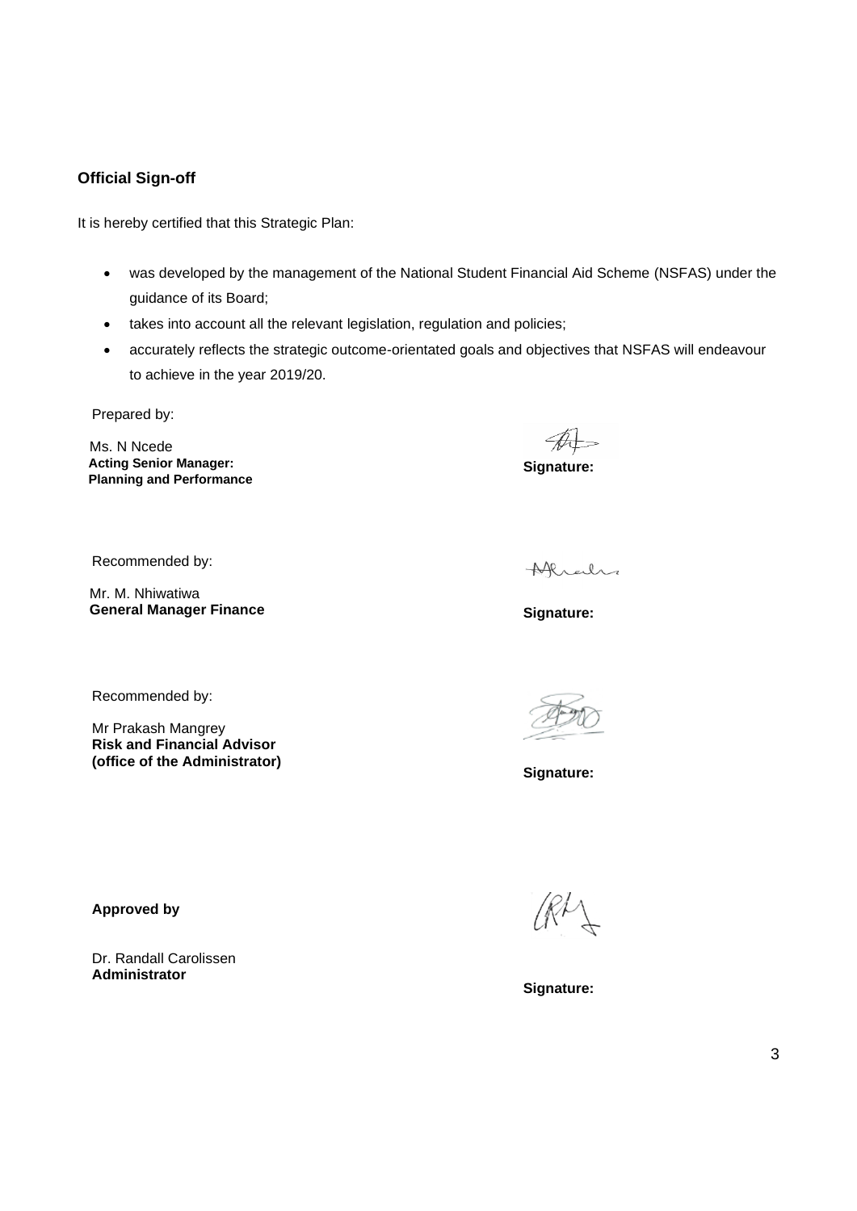## Official Sign-off

It is hereby certified that this Strategic Plan:

- was developed by the management of the National Student Financial Aid Scheme (NSFAS) under the guidance of its Board;
- takes into account all the relevant legislation, regulation and policies;
- accurately reflects the strategic outcome-orientated goals and objectives that NSFAS will endeavour to achieve in the year 2019/20.

Prepared by:

Ms. N Ncede
**Acting Senior Manager:**
**Planning and Performance**

**Signature:**

Recommended by:

Mr. M. Nhiwatiwa
**General Manager Finance**

**Signature:**

Recommended by:

Mr Prakash Mangrey
**Risk and Financial Advisor**
**(office of the Administrator)**

**Signature:**

**Approved by**

Dr. Randall Carolissen
**Administrator**

**Signature:**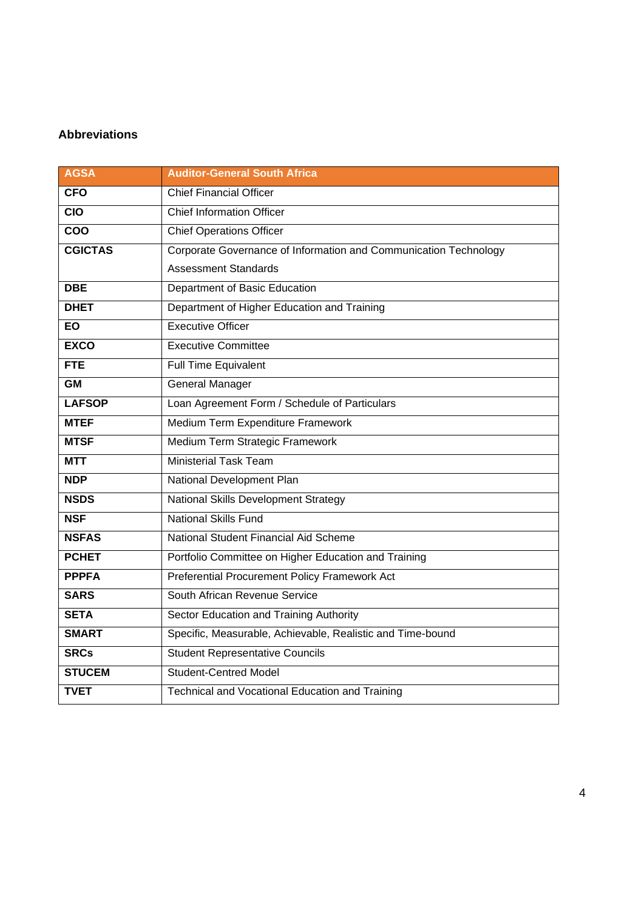## Abbreviations

| AGSA | Auditor-General South Africa |
|---|---|
| **CFO** | Chief Financial Officer |
| **CIO** | Chief Information Officer |
| **COO** | Chief Operations Officer |
| **CGICTAS** | Corporate Governance of Information and Communication Technology Assessment Standards |
| **DBE** | Department of Basic Education |
| **DHET** | Department of Higher Education and Training |
| **EO** | Executive Officer |
| **EXCO** | Executive Committee |
| **FTE** | Full Time Equivalent |
| **GM** | General Manager |
| **LAFSOP** | Loan Agreement Form / Schedule of Particulars |
| **MTEF** | Medium Term Expenditure Framework |
| **MTSF** | Medium Term Strategic Framework |
| **MTT** | Ministerial Task Team |
| **NDP** | National Development Plan |
| **NSDS** | National Skills Development Strategy |
| **NSF** | National Skills Fund |
| **NSFAS** | National Student Financial Aid Scheme |
| **PCHET** | Portfolio Committee on Higher Education and Training |
| **PPPFA** | Preferential Procurement Policy Framework Act |
| **SARS** | South African Revenue Service |
| **SETA** | Sector Education and Training Authority |
| **SMART** | Specific, Measurable, Achievable, Realistic and Time-bound |
| **SRCs** | Student Representative Councils |
| **STUCEM** | Student-Centred Model |
| **TVET** | Technical and Vocational Education and Training |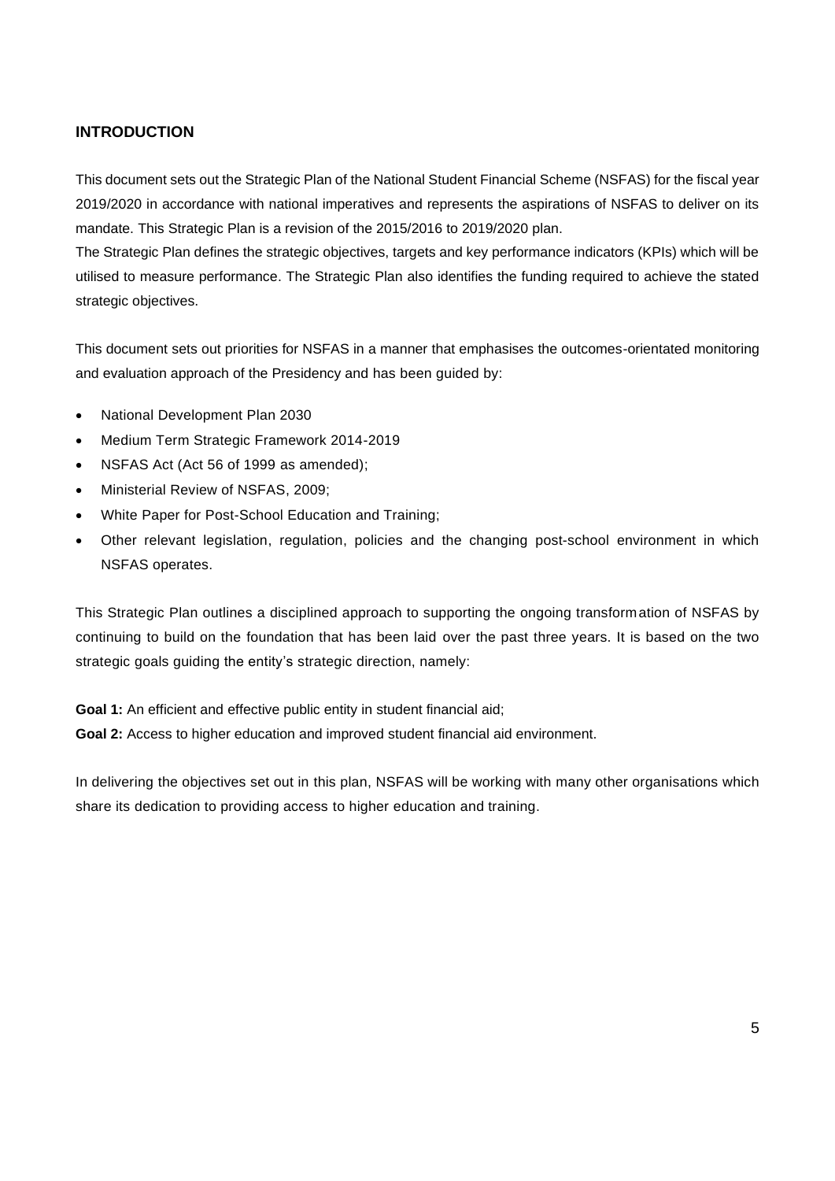## INTRODUCTION

This document sets out the Strategic Plan of the National Student Financial Scheme (NSFAS) for the fiscal year 2019/2020 in accordance with national imperatives and represents the aspirations of NSFAS to deliver on its mandate. This Strategic Plan is a revision of the 2015/2016 to 2019/2020 plan.

The Strategic Plan defines the strategic objectives, targets and key performance indicators (KPIs) which will be utilised to measure performance. The Strategic Plan also identifies the funding required to achieve the stated strategic objectives.

This document sets out priorities for NSFAS in a manner that emphasises the outcomes-orientated monitoring and evaluation approach of the Presidency and has been guided by:

- National Development Plan 2030
- Medium Term Strategic Framework 2014-2019
- NSFAS Act (Act 56 of 1999 as amended);
- Ministerial Review of NSFAS, 2009;
- White Paper for Post-School Education and Training;
- Other relevant legislation, regulation, policies and the changing post-school environment in which NSFAS operates.

This Strategic Plan outlines a disciplined approach to supporting the ongoing transformation of NSFAS by continuing to build on the foundation that has been laid over the past three years. It is based on the two strategic goals guiding the entity's strategic direction, namely:

**Goal 1:** An efficient and effective public entity in student financial aid;

**Goal 2:** Access to higher education and improved student financial aid environment.

In delivering the objectives set out in this plan, NSFAS will be working with many other organisations which share its dedication to providing access to higher education and training.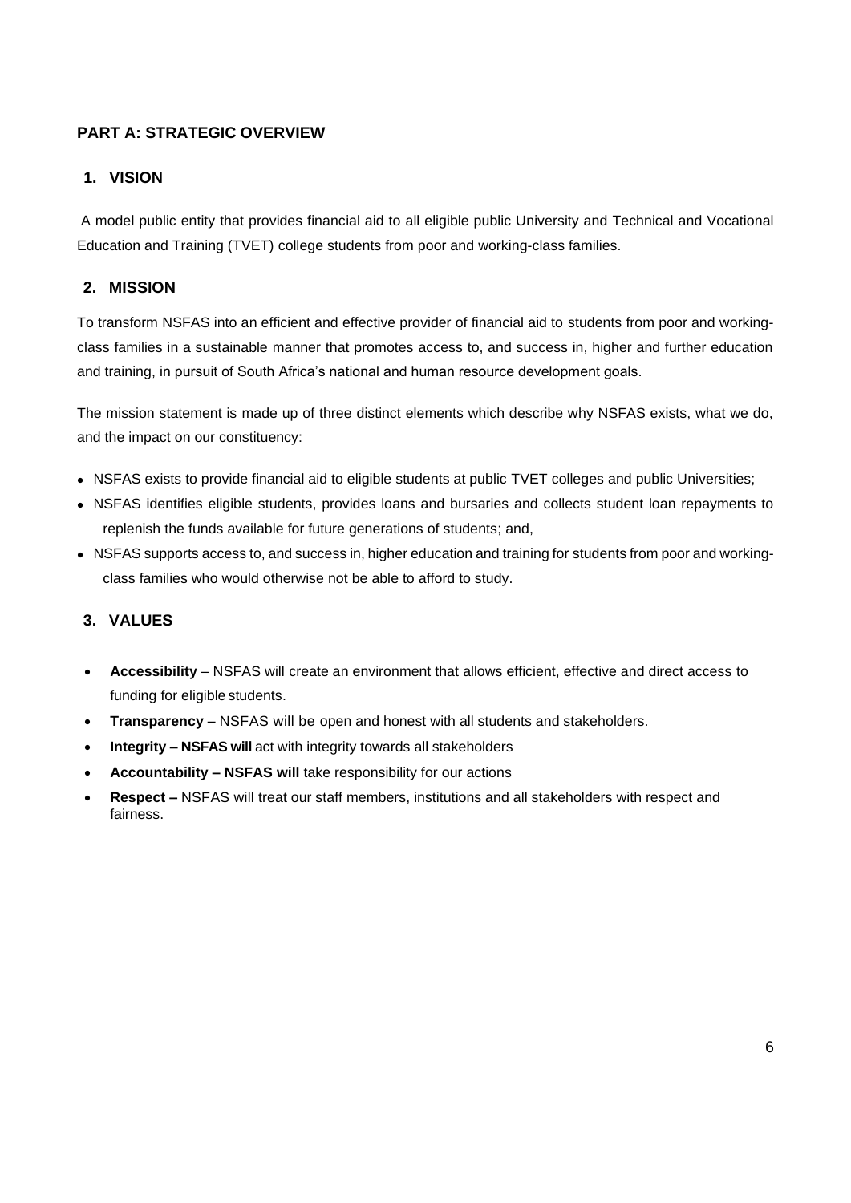# PART A: STRATEGIC OVERVIEW

## 1. VISION

A model public entity that provides financial aid to all eligible public University and Technical and Vocational Education and Training (TVET) college students from poor and working-class families.

## 2. MISSION

To transform NSFAS into an efficient and effective provider of financial aid to students from poor and working-class families in a sustainable manner that promotes access to, and success in, higher and further education and training, in pursuit of South Africa's national and human resource development goals.

The mission statement is made up of three distinct elements which describe why NSFAS exists, what we do, and the impact on our constituency:

- NSFAS exists to provide financial aid to eligible students at public TVET colleges and public Universities;
- NSFAS identifies eligible students, provides loans and bursaries and collects student loan repayments to replenish the funds available for future generations of students; and,
- NSFAS supports access to, and success in, higher education and training for students from poor and working-class families who would otherwise not be able to afford to study.

## 3. VALUES

- **Accessibility** – NSFAS will create an environment that allows efficient, effective and direct access to funding for eligible students.
- **Transparency** – NSFAS will be open and honest with all students and stakeholders.
- **Integrity – NSFAS will** act with integrity towards all stakeholders
- **Accountability – NSFAS will** take responsibility for our actions
- **Respect –** NSFAS will treat our staff members, institutions and all stakeholders with respect and fairness.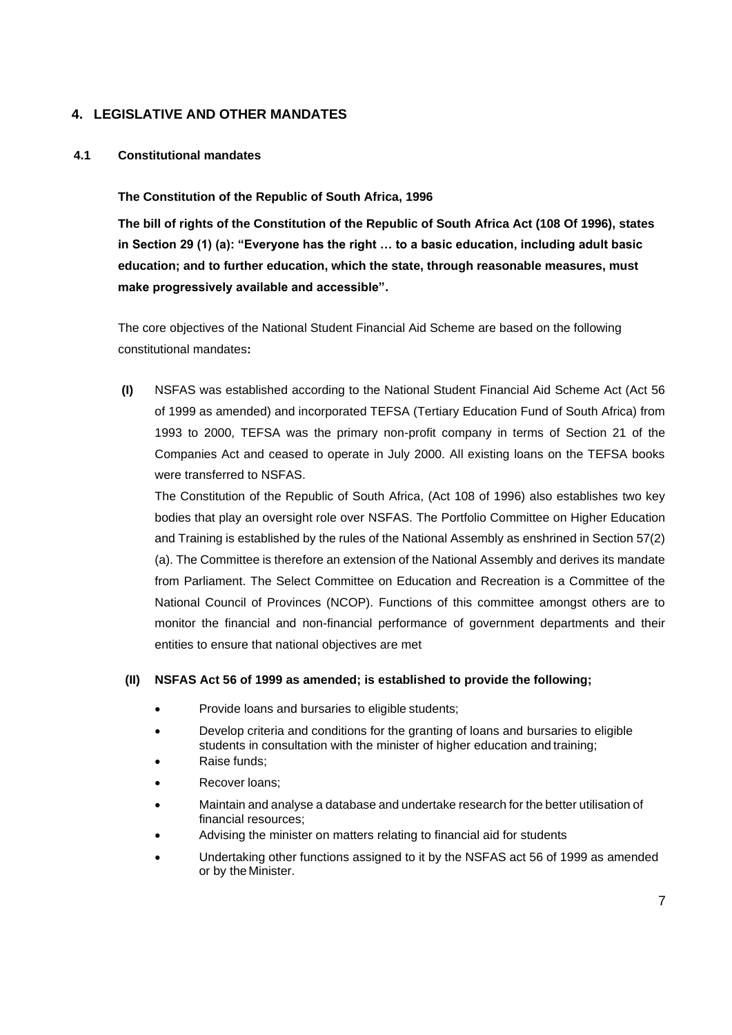## 4. LEGISLATIVE AND OTHER MANDATES

### 4.1 Constitutional mandates

**The Constitution of the Republic of South Africa, 1996**

**The bill of rights of the Constitution of the Republic of South Africa Act (108 Of 1996), states in Section 29 (1) (a): "Everyone has the right … to a basic education, including adult basic education; and to further education, which the state, through reasonable measures, must make progressively available and accessible".**

The core objectives of the National Student Financial Aid Scheme are based on the following constitutional mandates**:**

**(I)** NSFAS was established according to the National Student Financial Aid Scheme Act (Act 56 of 1999 as amended) and incorporated TEFSA (Tertiary Education Fund of South Africa) from 1993 to 2000, TEFSA was the primary non-profit company in terms of Section 21 of the Companies Act and ceased to operate in July 2000. All existing loans on the TEFSA books were transferred to NSFAS.

The Constitution of the Republic of South Africa, (Act 108 of 1996) also establishes two key bodies that play an oversight role over NSFAS. The Portfolio Committee on Higher Education and Training is established by the rules of the National Assembly as enshrined in Section 57(2)(a). The Committee is therefore an extension of the National Assembly and derives its mandate from Parliament. The Select Committee on Education and Recreation is a Committee of the National Council of Provinces (NCOP). Functions of this committee amongst others are to monitor the financial and non-financial performance of government departments and their entities to ensure that national objectives are met

**(II) NSFAS Act 56 of 1999 as amended; is established to provide the following;**

- Provide loans and bursaries to eligible students;
- Develop criteria and conditions for the granting of loans and bursaries to eligible students in consultation with the minister of higher education and training;
- Raise funds;
- Recover loans;
- Maintain and analyse a database and undertake research for the better utilisation of financial resources;
- Advising the minister on matters relating to financial aid for students
- Undertaking other functions assigned to it by the NSFAS act 56 of 1999 as amended or by the Minister.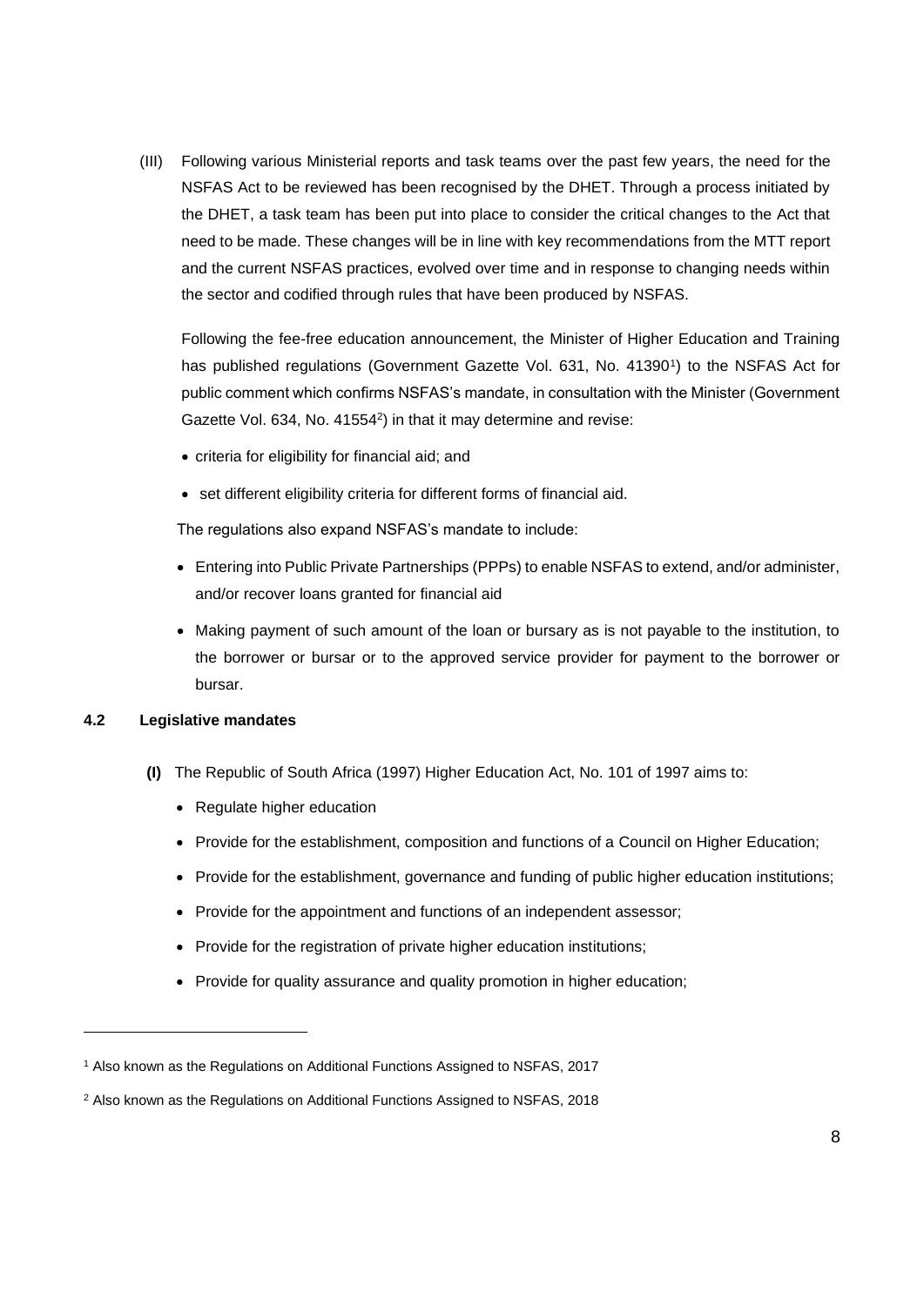(III) Following various Ministerial reports and task teams over the past few years, the need for the NSFAS Act to be reviewed has been recognised by the DHET. Through a process initiated by the DHET, a task team has been put into place to consider the critical changes to the Act that need to be made. These changes will be in line with key recommendations from the MTT report and the current NSFAS practices, evolved over time and in response to changing needs within the sector and codified through rules that have been produced by NSFAS.

Following the fee-free education announcement, the Minister of Higher Education and Training has published regulations (Government Gazette Vol. 631, No. 41390[1]) to the NSFAS Act for public comment which confirms NSFAS's mandate, in consultation with the Minister (Government Gazette Vol. 634, No. 41554[2]) in that it may determine and revise:

- criteria for eligibility for financial aid; and
- set different eligibility criteria for different forms of financial aid.

The regulations also expand NSFAS's mandate to include:

- Entering into Public Private Partnerships (PPPs) to enable NSFAS to extend, and/or administer, and/or recover loans granted for financial aid
- Making payment of such amount of the loan or bursary as is not payable to the institution, to the borrower or bursar or to the approved service provider for payment to the borrower or bursar.

### 4.2 Legislative mandates

**(I)** The Republic of South Africa (1997) Higher Education Act, No. 101 of 1997 aims to:

- Regulate higher education
- Provide for the establishment, composition and functions of a Council on Higher Education;
- Provide for the establishment, governance and funding of public higher education institutions;
- Provide for the appointment and functions of an independent assessor;
- Provide for the registration of private higher education institutions;
- Provide for quality assurance and quality promotion in higher education;

[1] Also known as the Regulations on Additional Functions Assigned to NSFAS, 2017

[2] Also known as the Regulations on Additional Functions Assigned to NSFAS, 2018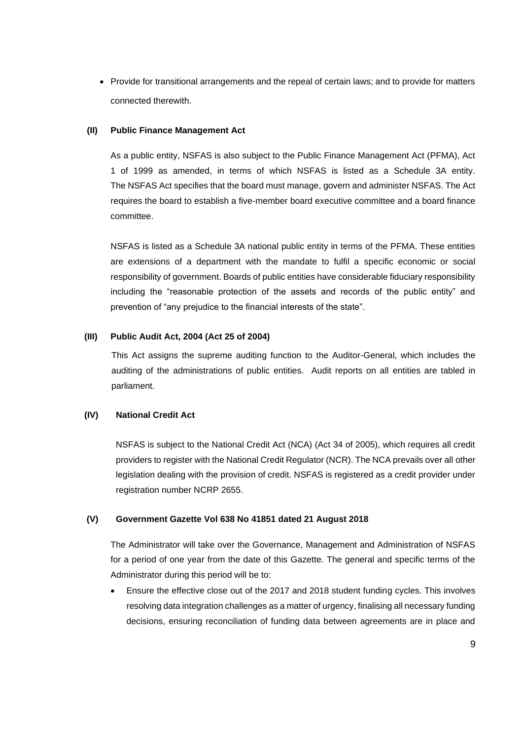- Provide for transitional arrangements and the repeal of certain laws; and to provide for matters connected therewith.

### (II) Public Finance Management Act

As a public entity, NSFAS is also subject to the Public Finance Management Act (PFMA), Act 1 of 1999 as amended, in terms of which NSFAS is listed as a Schedule 3A entity. The NSFAS Act specifies that the board must manage, govern and administer NSFAS. The Act requires the board to establish a five-member board executive committee and a board finance committee.

NSFAS is listed as a Schedule 3A national public entity in terms of the PFMA. These entities are extensions of a department with the mandate to fulfil a specific economic or social responsibility of government. Boards of public entities have considerable fiduciary responsibility including the "reasonable protection of the assets and records of the public entity" and prevention of "any prejudice to the financial interests of the state".

### (III) Public Audit Act, 2004 (Act 25 of 2004)

This Act assigns the supreme auditing function to the Auditor-General, which includes the auditing of the administrations of public entities. Audit reports on all entities are tabled in parliament.

### (IV) National Credit Act

NSFAS is subject to the National Credit Act (NCA) (Act 34 of 2005), which requires all credit providers to register with the National Credit Regulator (NCR). The NCA prevails over all other legislation dealing with the provision of credit. NSFAS is registered as a credit provider under registration number NCRP 2655.

### (V) Government Gazette Vol 638 No 41851 dated 21 August 2018

The Administrator will take over the Governance, Management and Administration of NSFAS for a period of one year from the date of this Gazette. The general and specific terms of the Administrator during this period will be to:

- Ensure the effective close out of the 2017 and 2018 student funding cycles. This involves resolving data integration challenges as a matter of urgency, finalising all necessary funding decisions, ensuring reconciliation of funding data between agreements are in place and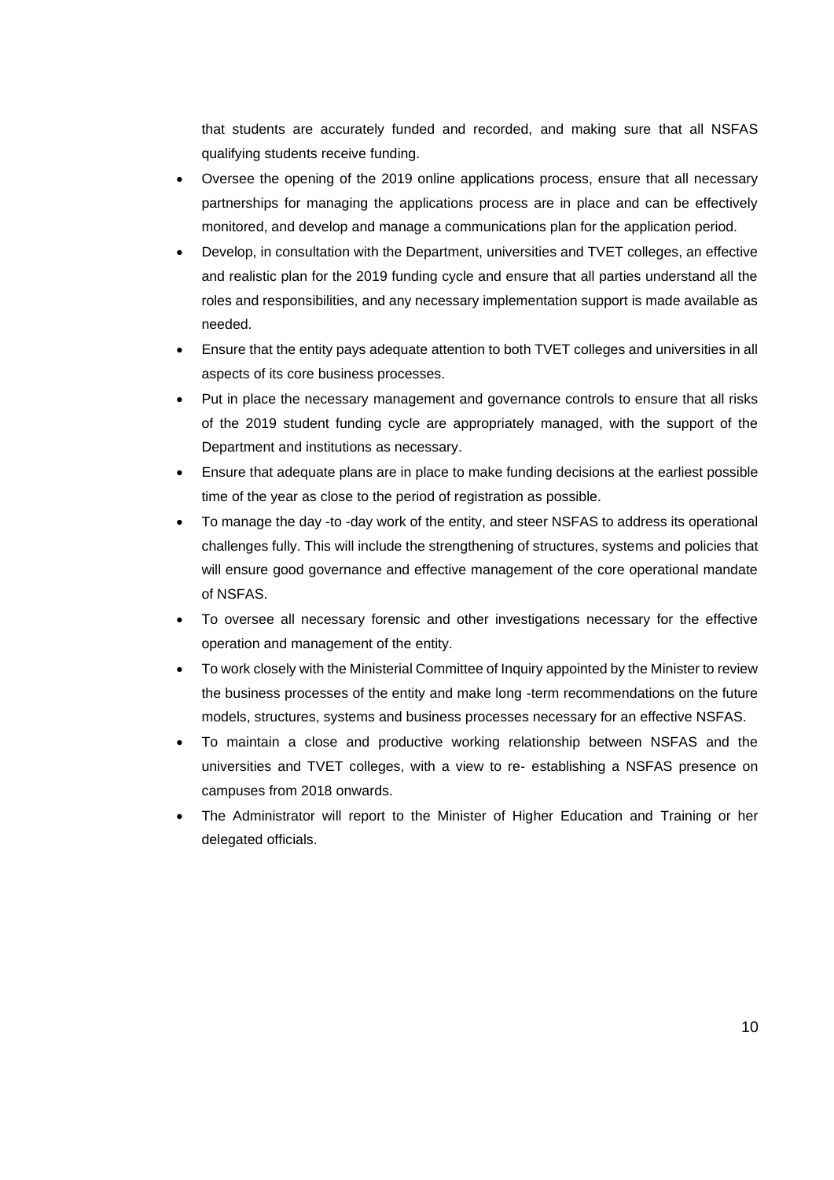that students are accurately funded and recorded, and making sure that all NSFAS qualifying students receive funding.

- Oversee the opening of the 2019 online applications process, ensure that all necessary partnerships for managing the applications process are in place and can be effectively monitored, and develop and manage a communications plan for the application period.
- Develop, in consultation with the Department, universities and TVET colleges, an effective and realistic plan for the 2019 funding cycle and ensure that all parties understand all the roles and responsibilities, and any necessary implementation support is made available as needed.
- Ensure that the entity pays adequate attention to both TVET colleges and universities in all aspects of its core business processes.
- Put in place the necessary management and governance controls to ensure that all risks of the 2019 student funding cycle are appropriately managed, with the support of the Department and institutions as necessary.
- Ensure that adequate plans are in place to make funding decisions at the earliest possible time of the year as close to the period of registration as possible.
- To manage the day -to -day work of the entity, and steer NSFAS to address its operational challenges fully. This will include the strengthening of structures, systems and policies that will ensure good governance and effective management of the core operational mandate of NSFAS.
- To oversee all necessary forensic and other investigations necessary for the effective operation and management of the entity.
- To work closely with the Ministerial Committee of Inquiry appointed by the Minister to review the business processes of the entity and make long -term recommendations on the future models, structures, systems and business processes necessary for an effective NSFAS.
- To maintain a close and productive working relationship between NSFAS and the universities and TVET colleges, with a view to re- establishing a NSFAS presence on campuses from 2018 onwards.
- The Administrator will report to the Minister of Higher Education and Training or her delegated officials.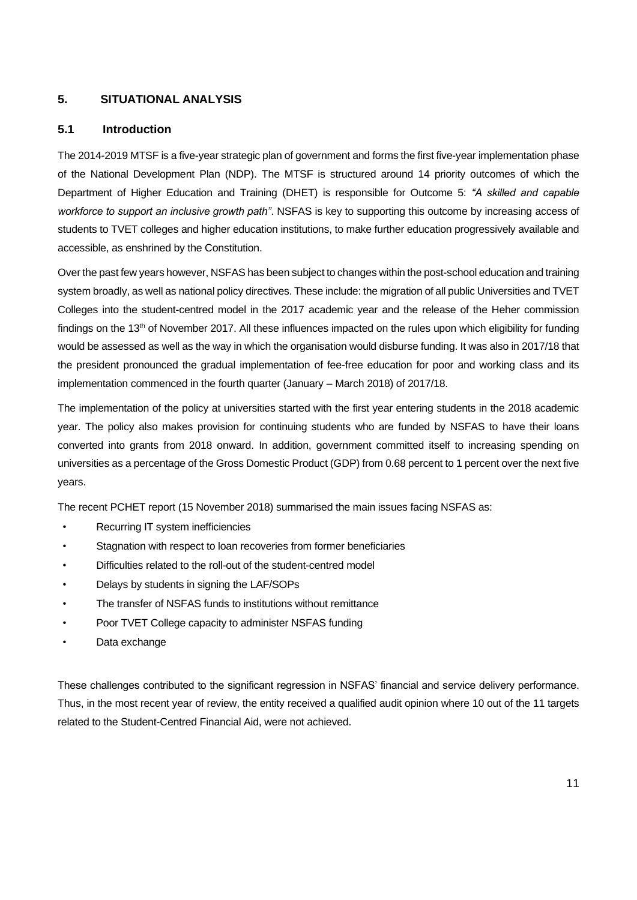## 5. SITUATIONAL ANALYSIS

### 5.1 Introduction

The 2014-2019 MTSF is a five-year strategic plan of government and forms the first five-year implementation phase of the National Development Plan (NDP). The MTSF is structured around 14 priority outcomes of which the Department of Higher Education and Training (DHET) is responsible for Outcome 5: *"A skilled and capable workforce to support an inclusive growth path"*. NSFAS is key to supporting this outcome by increasing access of students to TVET colleges and higher education institutions, to make further education progressively available and accessible, as enshrined by the Constitution.

Over the past few years however, NSFAS has been subject to changes within the post-school education and training system broadly, as well as national policy directives. These include: the migration of all public Universities and TVET Colleges into the student-centred model in the 2017 academic year and the release of the Heher commission findings on the 13th of November 2017. All these influences impacted on the rules upon which eligibility for funding would be assessed as well as the way in which the organisation would disburse funding. It was also in 2017/18 that the president pronounced the gradual implementation of fee-free education for poor and working class and its implementation commenced in the fourth quarter (January – March 2018) of 2017/18.

The implementation of the policy at universities started with the first year entering students in the 2018 academic year. The policy also makes provision for continuing students who are funded by NSFAS to have their loans converted into grants from 2018 onward. In addition, government committed itself to increasing spending on universities as a percentage of the Gross Domestic Product (GDP) from 0.68 percent to 1 percent over the next five years.

The recent PCHET report (15 November 2018) summarised the main issues facing NSFAS as:

- Recurring IT system inefficiencies
- Stagnation with respect to loan recoveries from former beneficiaries
- Difficulties related to the roll-out of the student-centred model
- Delays by students in signing the LAF/SOPs
- The transfer of NSFAS funds to institutions without remittance
- Poor TVET College capacity to administer NSFAS funding
- Data exchange

These challenges contributed to the significant regression in NSFAS' financial and service delivery performance. Thus, in the most recent year of review, the entity received a qualified audit opinion where 10 out of the 11 targets related to the Student-Centred Financial Aid, were not achieved.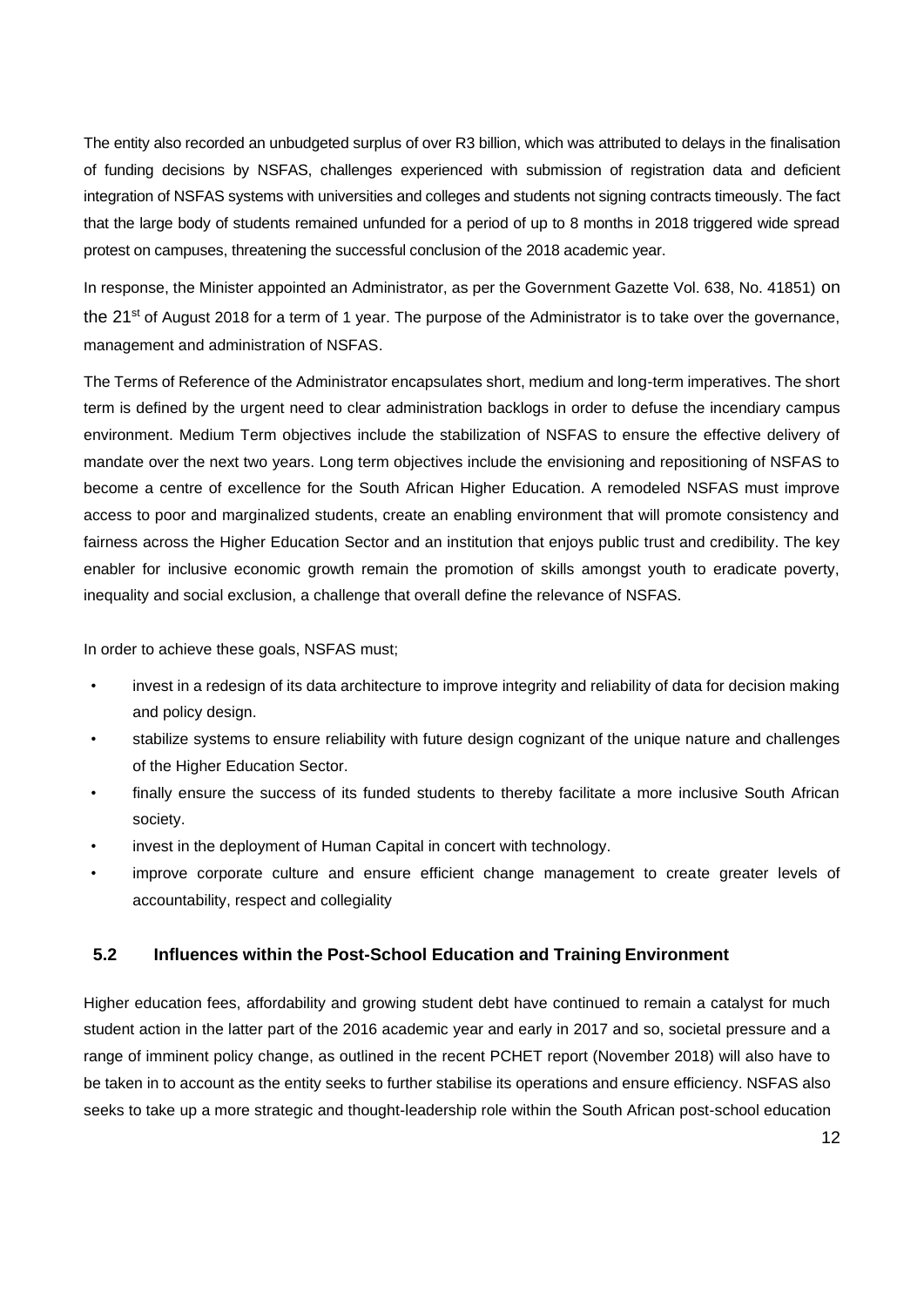The entity also recorded an unbudgeted surplus of over R3 billion, which was attributed to delays in the finalisation of funding decisions by NSFAS, challenges experienced with submission of registration data and deficient integration of NSFAS systems with universities and colleges and students not signing contracts timeously. The fact that the large body of students remained unfunded for a period of up to 8 months in 2018 triggered wide spread protest on campuses, threatening the successful conclusion of the 2018 academic year.

In response, the Minister appointed an Administrator, as per the Government Gazette Vol. 638, No. 41851) on the 21st of August 2018 for a term of 1 year. The purpose of the Administrator is to take over the governance, management and administration of NSFAS.

The Terms of Reference of the Administrator encapsulates short, medium and long-term imperatives. The short term is defined by the urgent need to clear administration backlogs in order to defuse the incendiary campus environment. Medium Term objectives include the stabilization of NSFAS to ensure the effective delivery of mandate over the next two years. Long term objectives include the envisioning and repositioning of NSFAS to become a centre of excellence for the South African Higher Education. A remodeled NSFAS must improve access to poor and marginalized students, create an enabling environment that will promote consistency and fairness across the Higher Education Sector and an institution that enjoys public trust and credibility. The key enabler for inclusive economic growth remain the promotion of skills amongst youth to eradicate poverty, inequality and social exclusion, a challenge that overall define the relevance of NSFAS.

In order to achieve these goals, NSFAS must;

- invest in a redesign of its data architecture to improve integrity and reliability of data for decision making and policy design.
- stabilize systems to ensure reliability with future design cognizant of the unique nature and challenges of the Higher Education Sector.
- finally ensure the success of its funded students to thereby facilitate a more inclusive South African society.
- invest in the deployment of Human Capital in concert with technology.
- improve corporate culture and ensure efficient change management to create greater levels of accountability, respect and collegiality

## 5.2 Influences within the Post-School Education and Training Environment

Higher education fees, affordability and growing student debt have continued to remain a catalyst for much student action in the latter part of the 2016 academic year and early in 2017 and so, societal pressure and a range of imminent policy change, as outlined in the recent PCHET report (November 2018) will also have to be taken in to account as the entity seeks to further stabilise its operations and ensure efficiency. NSFAS also seeks to take up a more strategic and thought-leadership role within the South African post-school education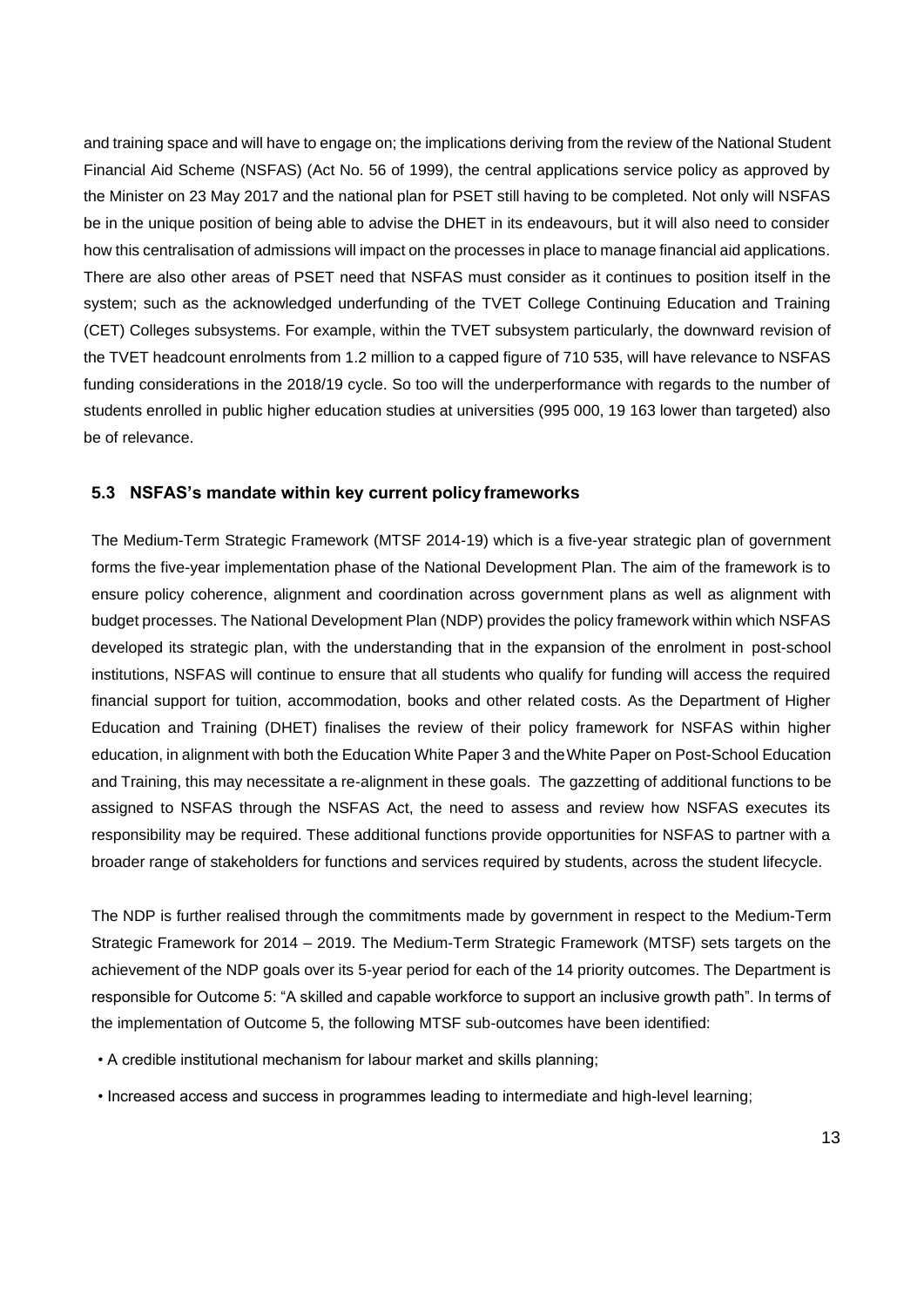and training space and will have to engage on; the implications deriving from the review of the National Student Financial Aid Scheme (NSFAS) (Act No. 56 of 1999), the central applications service policy as approved by the Minister on 23 May 2017 and the national plan for PSET still having to be completed. Not only will NSFAS be in the unique position of being able to advise the DHET in its endeavours, but it will also need to consider how this centralisation of admissions will impact on the processes in place to manage financial aid applications. There are also other areas of PSET need that NSFAS must consider as it continues to position itself in the system; such as the acknowledged underfunding of the TVET College Continuing Education and Training (CET) Colleges subsystems. For example, within the TVET subsystem particularly, the downward revision of the TVET headcount enrolments from 1.2 million to a capped figure of 710 535, will have relevance to NSFAS funding considerations in the 2018/19 cycle. So too will the underperformance with regards to the number of students enrolled in public higher education studies at universities (995 000, 19 163 lower than targeted) also be of relevance.

### 5.3 NSFAS's mandate within key current policy frameworks

The Medium-Term Strategic Framework (MTSF 2014-19) which is a five-year strategic plan of government forms the five-year implementation phase of the National Development Plan. The aim of the framework is to ensure policy coherence, alignment and coordination across government plans as well as alignment with budget processes. The National Development Plan (NDP) provides the policy framework within which NSFAS developed its strategic plan, with the understanding that in the expansion of the enrolment in post-school institutions, NSFAS will continue to ensure that all students who qualify for funding will access the required financial support for tuition, accommodation, books and other related costs. As the Department of Higher Education and Training (DHET) finalises the review of their policy framework for NSFAS within higher education, in alignment with both the Education White Paper 3 and the White Paper on Post-School Education and Training, this may necessitate a re-alignment in these goals. The gazzetting of additional functions to be assigned to NSFAS through the NSFAS Act, the need to assess and review how NSFAS executes its responsibility may be required. These additional functions provide opportunities for NSFAS to partner with a broader range of stakeholders for functions and services required by students, across the student lifecycle.

The NDP is further realised through the commitments made by government in respect to the Medium-Term Strategic Framework for 2014 – 2019. The Medium-Term Strategic Framework (MTSF) sets targets on the achievement of the NDP goals over its 5-year period for each of the 14 priority outcomes. The Department is responsible for Outcome 5: "A skilled and capable workforce to support an inclusive growth path". In terms of the implementation of Outcome 5, the following MTSF sub-outcomes have been identified:

- A credible institutional mechanism for labour market and skills planning;
- Increased access and success in programmes leading to intermediate and high-level learning;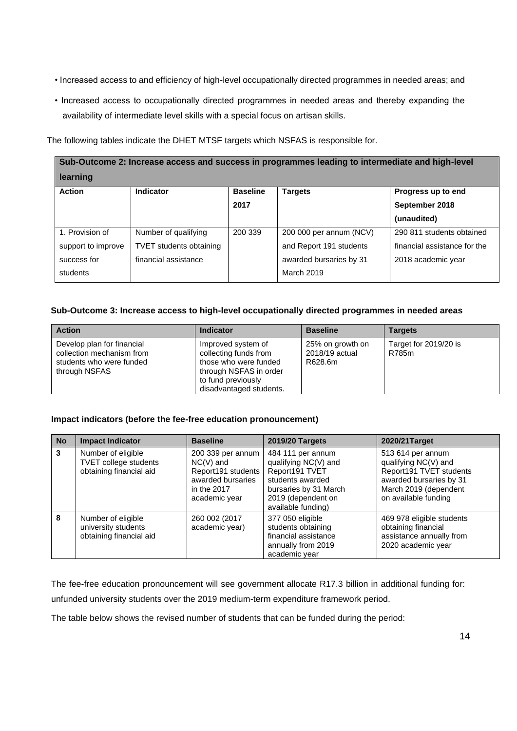- Increased access to and efficiency of high-level occupationally directed programmes in needed areas; and
- Increased access to occupationally directed programmes in needed areas and thereby expanding the availability of intermediate level skills with a special focus on artisan skills.

The following tables indicate the DHET MTSF targets which NSFAS is responsible for.

| **Sub-Outcome 2: Increase access and success in programmes leading to intermediate and high-level learning** | | | | |
|---|---|---|---|---|
| **Action** | **Indicator** | **Baseline 2017** | **Targets** | **Progress up to end September 2018 (unaudited)** |
| 1. Provision of support to improve success for students | Number of qualifying TVET students obtaining financial assistance | 200 339 | 200 000 per annum (NCV) and Report 191 students awarded bursaries by 31 March 2019 | 290 811 students obtained financial assistance for the 2018 academic year |

**Sub-Outcome 3: Increase access to high-level occupationally directed programmes in needed areas**

| Action | Indicator | Baseline | Targets |
|---|---|---|---|
| Develop plan for financial collection mechanism from students who were funded through NSFAS | Improved system of collecting funds from those who were funded through NSFAS in order to fund previously disadvantaged students. | 25% on growth on 2018/19 actual R628.6m | Target for 2019/20 is R785m |

**Impact indicators (before the fee-free education pronouncement)**

| No | Impact Indicator | Baseline | 2019/20 Targets | 2020/21Target |
|---|---|---|---|---|
| 3 | Number of eligible TVET college students obtaining financial aid | 200 339 per annum NC(V) and Report191 students awarded bursaries in the 2017 academic year | 484 111 per annum qualifying NC(V) and Report191 TVET students awarded bursaries by 31 March 2019 (dependent on available funding) | 513 614 per annum qualifying NC(V) and Report191 TVET students awarded bursaries by 31 March 2019 (dependent on available funding |
| 8 | Number of eligible university students obtaining financial aid | 260 002 (2017 academic year) | 377 050 eligible students obtaining financial assistance annually from 2019 academic year | 469 978 eligible students obtaining financial assistance annually from 2020 academic year |

The fee-free education pronouncement will see government allocate R17.3 billion in additional funding for: unfunded university students over the 2019 medium-term expenditure framework period.

The table below shows the revised number of students that can be funded during the period: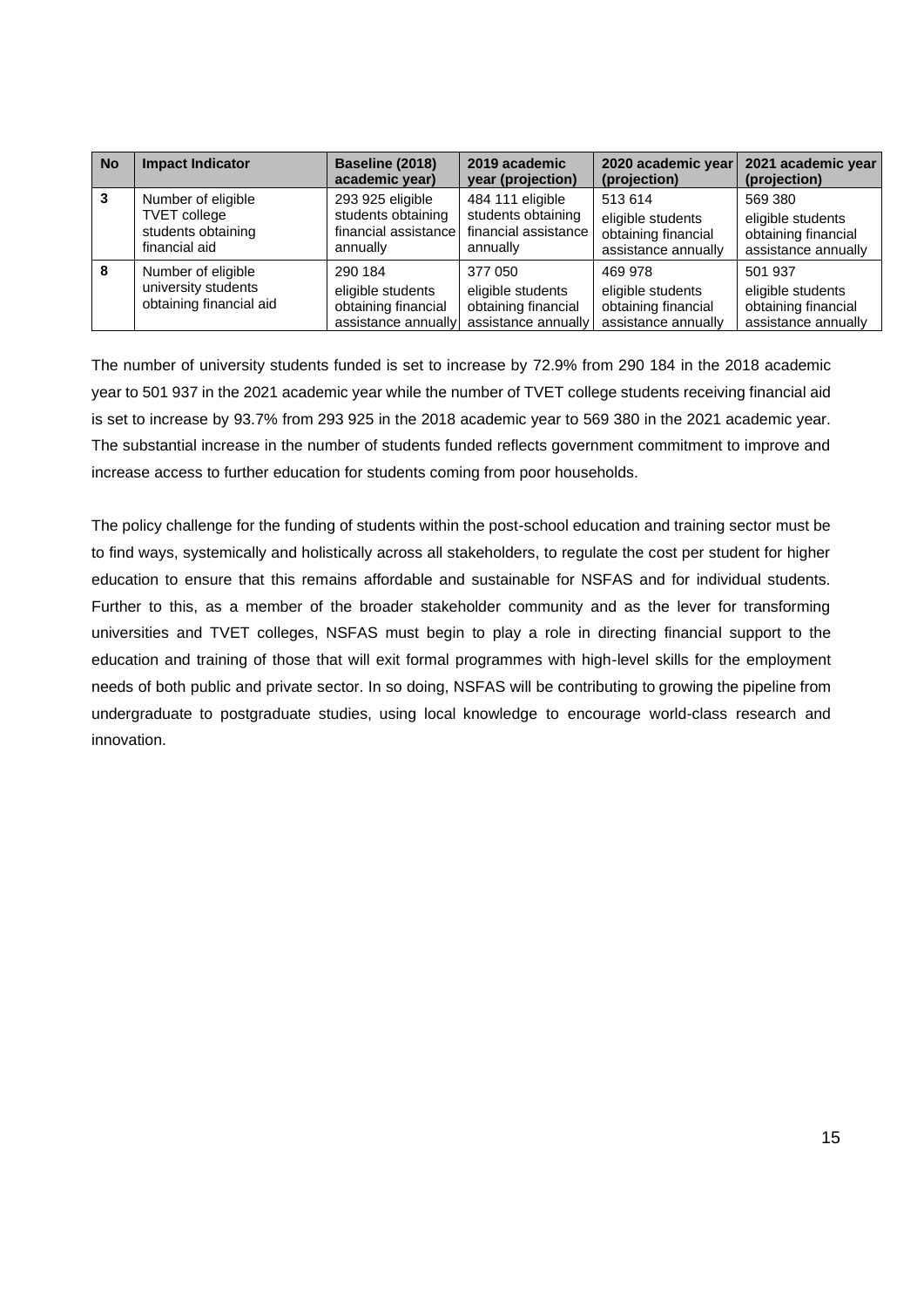| No | Impact Indicator | Baseline (2018) academic year) | 2019 academic year (projection) | 2020 academic year (projection) | 2021 academic year (projection) |
|---|---|---|---|---|---|
| 3 | Number of eligible TVET college students obtaining financial aid | 293 925 eligible students obtaining financial assistance annually | 484 111 eligible students obtaining financial assistance annually | 513 614 eligible students obtaining financial assistance annually | 569 380 eligible students obtaining financial assistance annually |
| 8 | Number of eligible university students obtaining financial aid | 290 184 eligible students obtaining financial assistance annually | 377 050 eligible students obtaining financial assistance annually | 469 978 eligible students obtaining financial assistance annually | 501 937 eligible students obtaining financial assistance annually |

The number of university students funded is set to increase by 72.9% from 290 184 in the 2018 academic year to 501 937 in the 2021 academic year while the number of TVET college students receiving financial aid is set to increase by 93.7% from 293 925 in the 2018 academic year to 569 380 in the 2021 academic year. The substantial increase in the number of students funded reflects government commitment to improve and increase access to further education for students coming from poor households.

The policy challenge for the funding of students within the post-school education and training sector must be to find ways, systemically and holistically across all stakeholders, to regulate the cost per student for higher education to ensure that this remains affordable and sustainable for NSFAS and for individual students. Further to this, as a member of the broader stakeholder community and as the lever for transforming universities and TVET colleges, NSFAS must begin to play a role in directing financial support to the education and training of those that will exit formal programmes with high-level skills for the employment needs of both public and private sector. In so doing, NSFAS will be contributing to growing the pipeline from undergraduate to postgraduate studies, using local knowledge to encourage world-class research and innovation.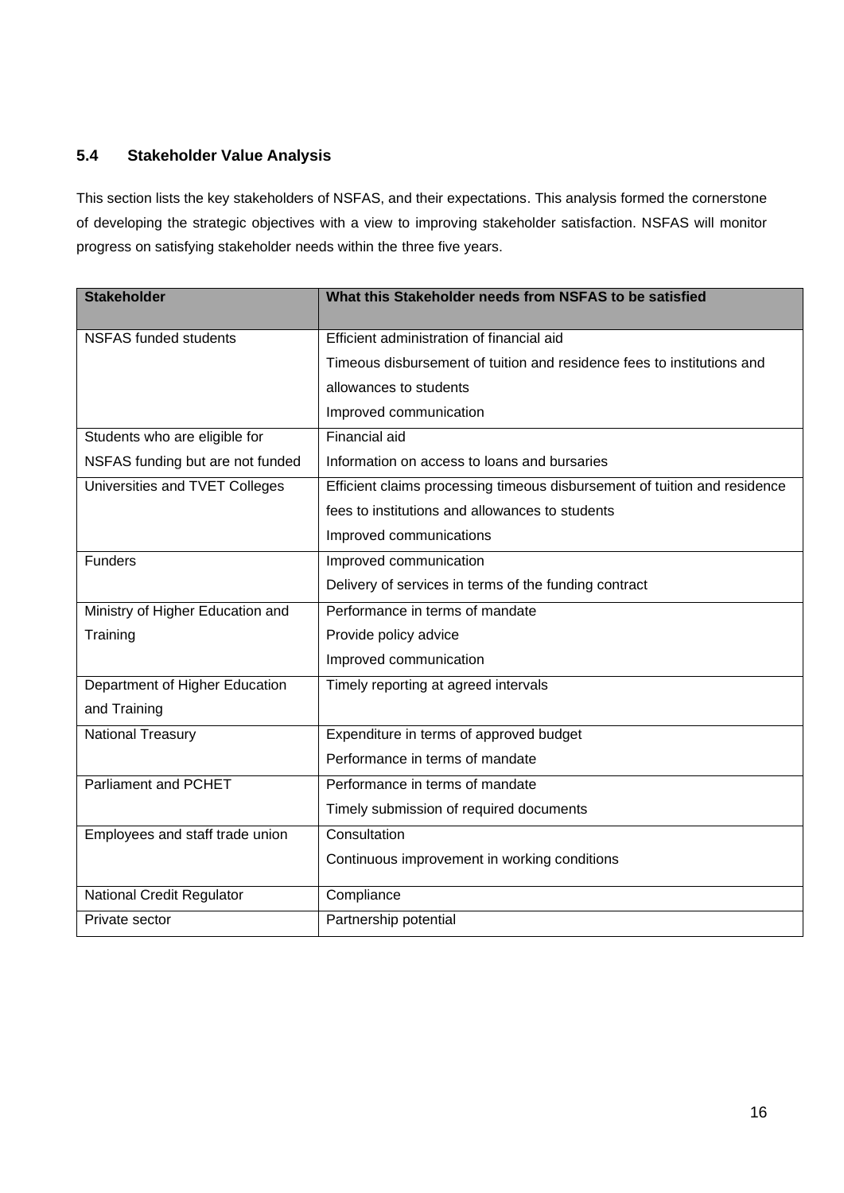## 5.4 Stakeholder Value Analysis

This section lists the key stakeholders of NSFAS, and their expectations. This analysis formed the cornerstone of developing the strategic objectives with a view to improving stakeholder satisfaction. NSFAS will monitor progress on satisfying stakeholder needs within the three five years.

| Stakeholder | What this Stakeholder needs from NSFAS to be satisfied |
|---|---|
| NSFAS funded students | Efficient administration of financial aid<br>Timeous disbursement of tuition and residence fees to institutions and allowances to students<br>Improved communication |
| Students who are eligible for NSFAS funding but are not funded | Financial aid<br>Information on access to loans and bursaries |
| Universities and TVET Colleges | Efficient claims processing timeous disbursement of tuition and residence fees to institutions and allowances to students<br>Improved communications |
| Funders | Improved communication<br>Delivery of services in terms of the funding contract |
| Ministry of Higher Education and Training | Performance in terms of mandate<br>Provide policy advice<br>Improved communication |
| Department of Higher Education and Training | Timely reporting at agreed intervals |
| National Treasury | Expenditure in terms of approved budget<br>Performance in terms of mandate |
| Parliament and PCHET | Performance in terms of mandate<br>Timely submission of required documents |
| Employees and staff trade union | Consultation<br>Continuous improvement in working conditions |
| National Credit Regulator | Compliance |
| Private sector | Partnership potential |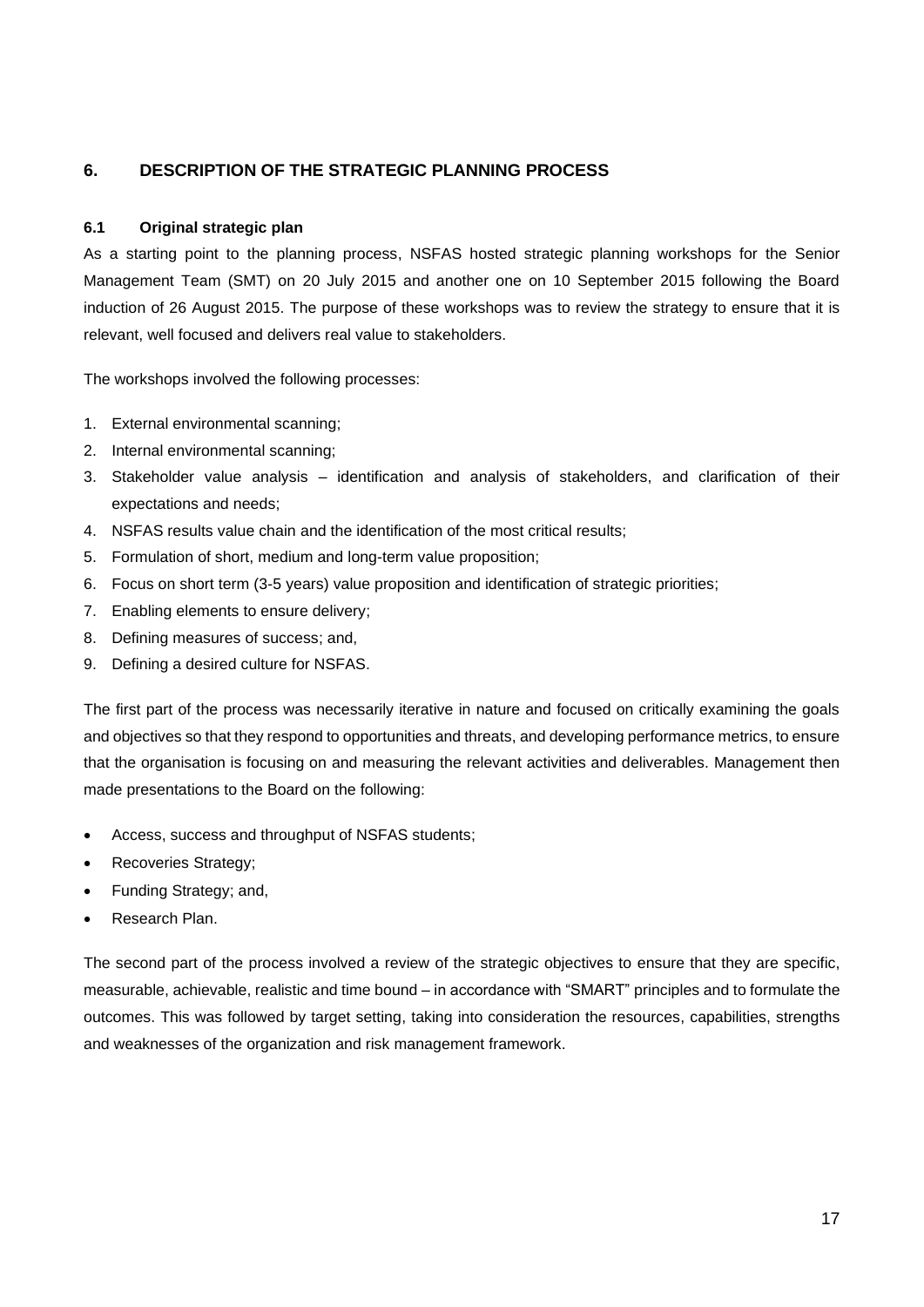## 6. DESCRIPTION OF THE STRATEGIC PLANNING PROCESS

### 6.1 Original strategic plan

As a starting point to the planning process, NSFAS hosted strategic planning workshops for the Senior Management Team (SMT) on 20 July 2015 and another one on 10 September 2015 following the Board induction of 26 August 2015. The purpose of these workshops was to review the strategy to ensure that it is relevant, well focused and delivers real value to stakeholders.

The workshops involved the following processes:

1. External environmental scanning;
2. Internal environmental scanning;
3. Stakeholder value analysis – identification and analysis of stakeholders, and clarification of their expectations and needs;
4. NSFAS results value chain and the identification of the most critical results;
5. Formulation of short, medium and long-term value proposition;
6. Focus on short term (3-5 years) value proposition and identification of strategic priorities;
7. Enabling elements to ensure delivery;
8. Defining measures of success; and,
9. Defining a desired culture for NSFAS.

The first part of the process was necessarily iterative in nature and focused on critically examining the goals and objectives so that they respond to opportunities and threats, and developing performance metrics, to ensure that the organisation is focusing on and measuring the relevant activities and deliverables. Management then made presentations to the Board on the following:

- Access, success and throughput of NSFAS students;
- Recoveries Strategy;
- Funding Strategy; and,
- Research Plan.

The second part of the process involved a review of the strategic objectives to ensure that they are specific, measurable, achievable, realistic and time bound – in accordance with "SMART" principles and to formulate the outcomes. This was followed by target setting, taking into consideration the resources, capabilities, strengths and weaknesses of the organization and risk management framework.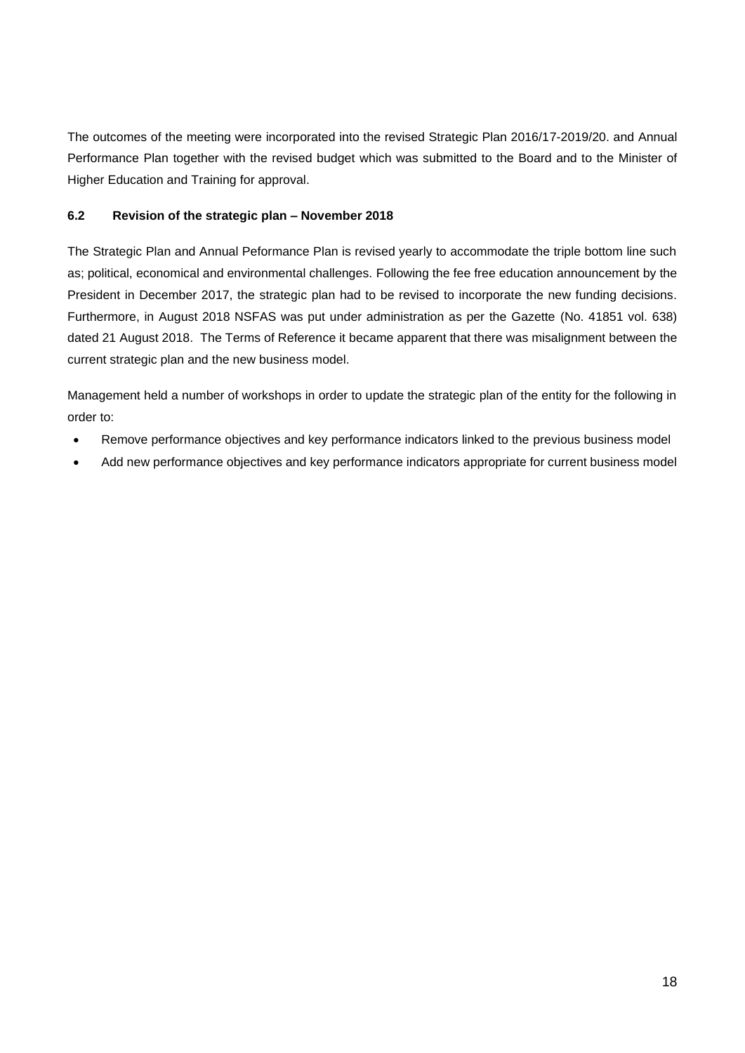The outcomes of the meeting were incorporated into the revised Strategic Plan 2016/17-2019/20. and Annual Performance Plan together with the revised budget which was submitted to the Board and to the Minister of Higher Education and Training for approval.

### 6.2 Revision of the strategic plan – November 2018

The Strategic Plan and Annual Peformance Plan is revised yearly to accommodate the triple bottom line such as; political, economical and environmental challenges. Following the fee free education announcement by the President in December 2017, the strategic plan had to be revised to incorporate the new funding decisions. Furthermore, in August 2018 NSFAS was put under administration as per the Gazette (No. 41851 vol. 638) dated 21 August 2018. The Terms of Reference it became apparent that there was misalignment between the current strategic plan and the new business model.

Management held a number of workshops in order to update the strategic plan of the entity for the following in order to:

- Remove performance objectives and key performance indicators linked to the previous business model
- Add new performance objectives and key performance indicators appropriate for current business model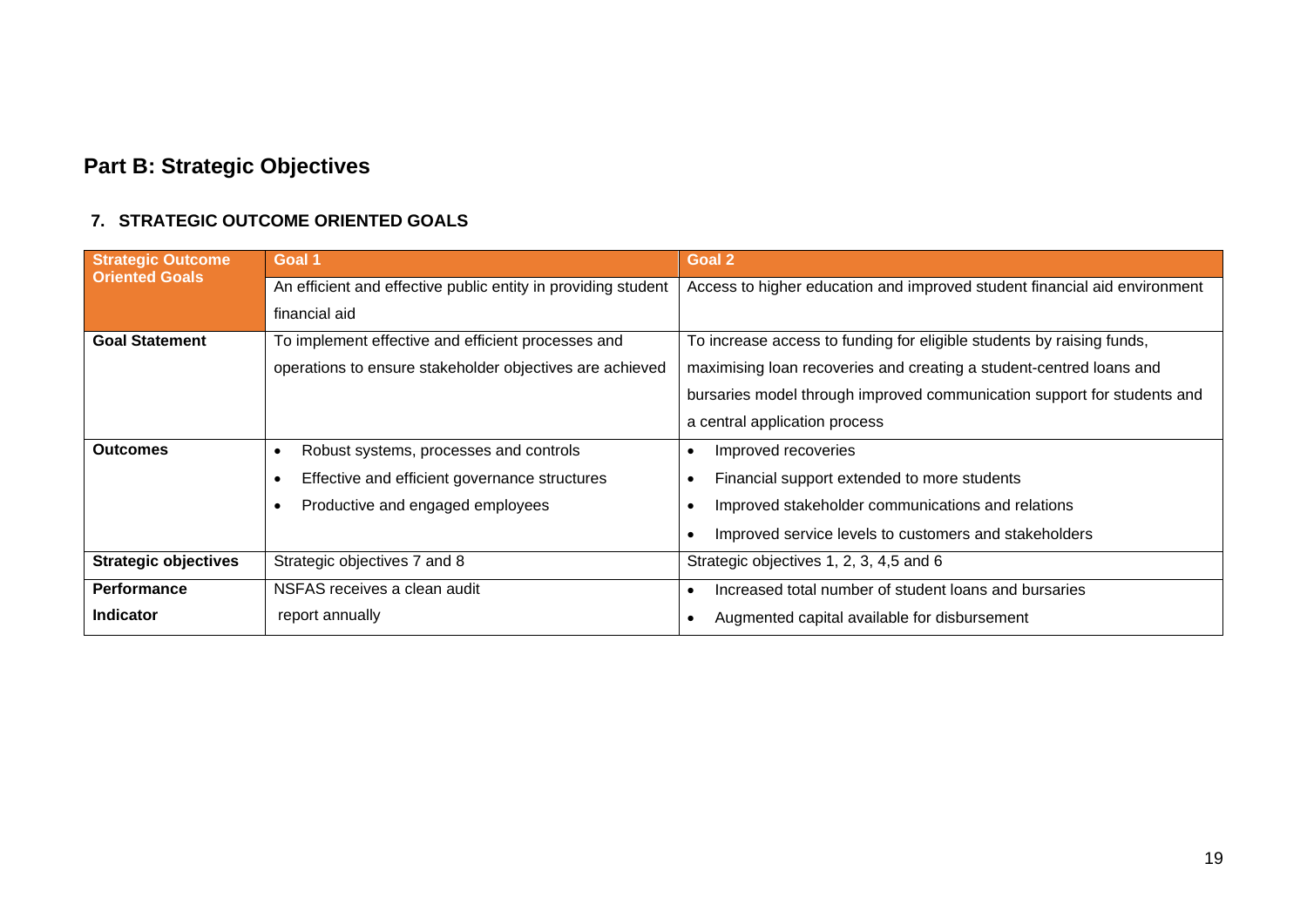# Part B: Strategic Objectives

## 7. STRATEGIC OUTCOME ORIENTED GOALS

| Strategic Outcome Oriented Goals | Goal 1 | Goal 2 |
|---|---|---|
| | An efficient and effective public entity in providing student financial aid | Access to higher education and improved student financial aid environment |
| **Goal Statement** | To implement effective and efficient processes and operations to ensure stakeholder objectives are achieved | To increase access to funding for eligible students by raising funds, maximising loan recoveries and creating a student-centred loans and bursaries model through improved communication support for students and a central application process |
| **Outcomes** | • Robust systems, processes and controls<br>• Effective and efficient governance structures<br>• Productive and engaged employees | • Improved recoveries<br>• Financial support extended to more students<br>• Improved stakeholder communications and relations<br>• Improved service levels to customers and stakeholders |
| **Strategic objectives** | Strategic objectives 7 and 8 | Strategic objectives 1, 2, 3, 4,5 and 6 |
| **Performance Indicator** | NSFAS receives a clean audit report annually | • Increased total number of student loans and bursaries<br>• Augmented capital available for disbursement |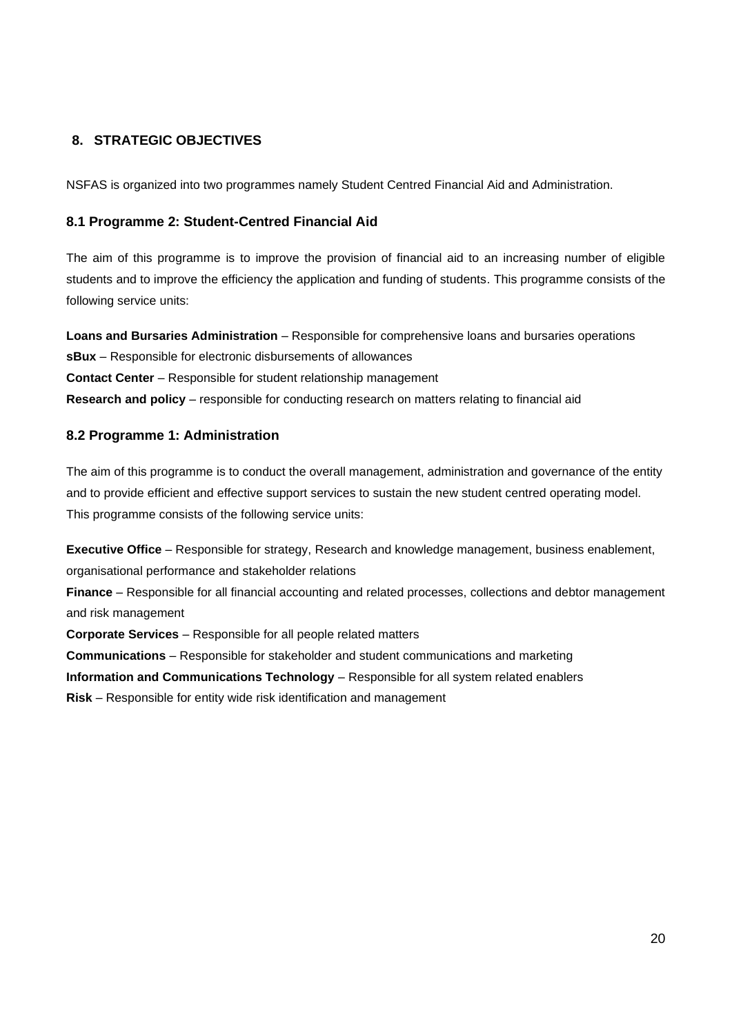## 8. STRATEGIC OBJECTIVES

NSFAS is organized into two programmes namely Student Centred Financial Aid and Administration.

### 8.1 Programme 2: Student-Centred Financial Aid

The aim of this programme is to improve the provision of financial aid to an increasing number of eligible students and to improve the efficiency the application and funding of students. This programme consists of the following service units:

**Loans and Bursaries Administration** – Responsible for comprehensive loans and bursaries operations
**sBux** – Responsible for electronic disbursements of allowances
**Contact Center** – Responsible for student relationship management
**Research and policy** – responsible for conducting research on matters relating to financial aid

### 8.2 Programme 1: Administration

The aim of this programme is to conduct the overall management, administration and governance of the entity and to provide efficient and effective support services to sustain the new student centred operating model. This programme consists of the following service units:

**Executive Office** – Responsible for strategy, Research and knowledge management, business enablement, organisational performance and stakeholder relations
**Finance** – Responsible for all financial accounting and related processes, collections and debtor management and risk management
**Corporate Services** – Responsible for all people related matters
**Communications** – Responsible for stakeholder and student communications and marketing
**Information and Communications Technology** – Responsible for all system related enablers
**Risk** – Responsible for entity wide risk identification and management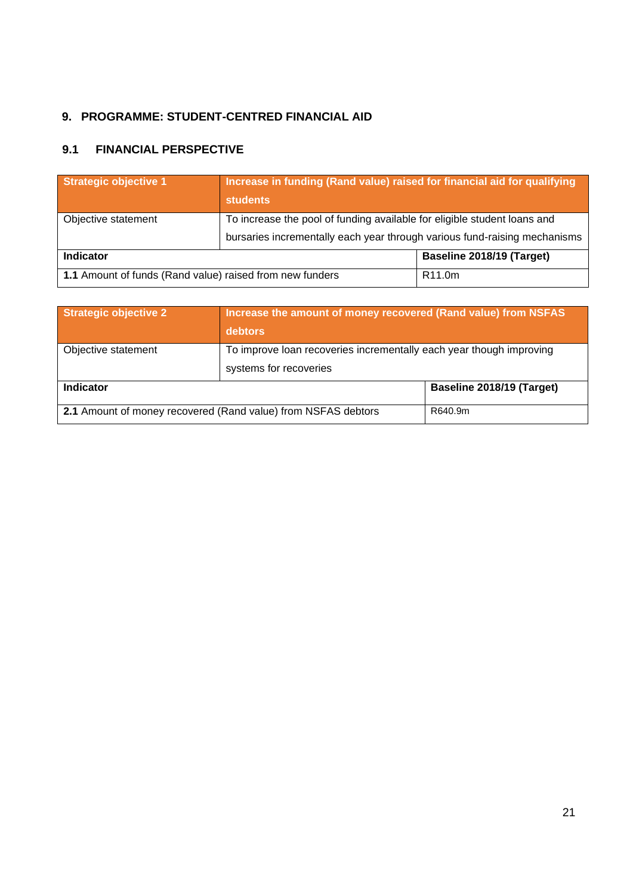## 9. PROGRAMME: STUDENT-CENTRED FINANCIAL AID

### 9.1 FINANCIAL PERSPECTIVE

| **Strategic objective 1** | **Increase in funding (Rand value) raised for financial aid for qualifying students** |
|---|---|
| Objective statement | To increase the pool of funding available for eligible student loans and bursaries incrementally each year through various fund-raising mechanisms |
| **Indicator** | **Baseline 2018/19 (Target)** |
| **1.1** Amount of funds (Rand value) raised from new funders | R11.0m |

| **Strategic objective 2** | **Increase the amount of money recovered (Rand value) from NSFAS debtors** |
|---|---|
| Objective statement | To improve loan recoveries incrementally each year though improving systems for recoveries |
| **Indicator** | **Baseline 2018/19 (Target)** |
| **2.1** Amount of money recovered (Rand value) from NSFAS debtors | R640.9m |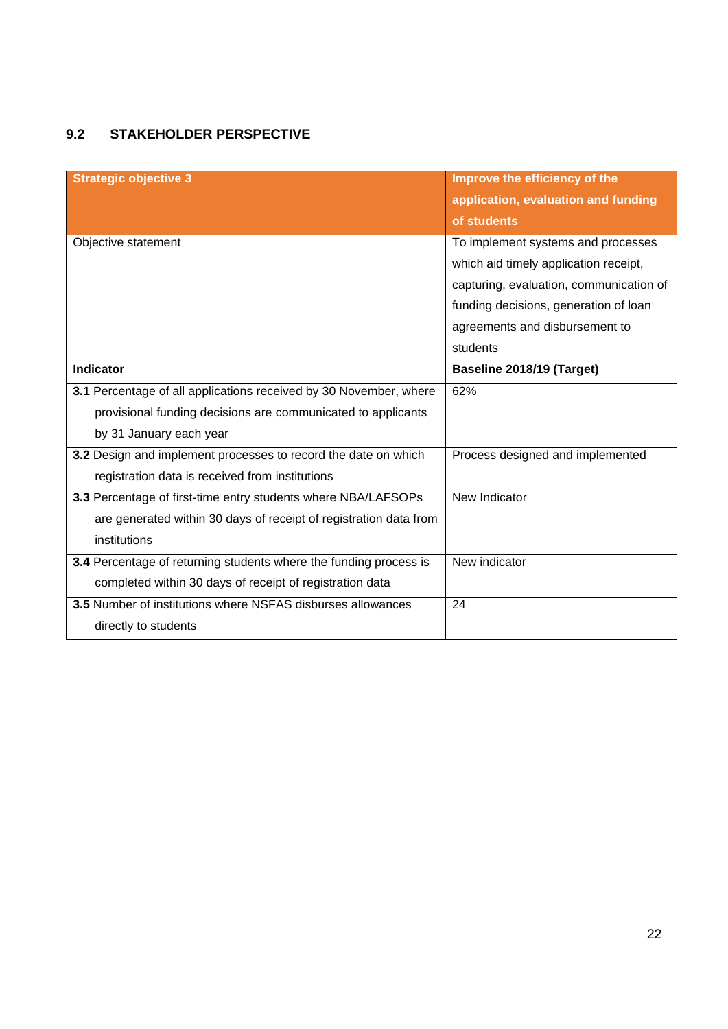## 9.2 STAKEHOLDER PERSPECTIVE

| **Strategic objective 3** | **Improve the efficiency of the application, evaluation and funding of students** |
|---|---|
| Objective statement | To implement systems and processes which aid timely application receipt, capturing, evaluation, communication of funding decisions, generation of loan agreements and disbursement to students |
| **Indicator** | **Baseline 2018/19 (Target)** |
| **3.1** Percentage of all applications received by 30 November, where provisional funding decisions are communicated to applicants by 31 January each year | 62% |
| **3.2** Design and implement processes to record the date on which registration data is received from institutions | Process designed and implemented |
| **3.3** Percentage of first-time entry students where NBA/LAFSOPs are generated within 30 days of receipt of registration data from institutions | New Indicator |
| **3.4** Percentage of returning students where the funding process is completed within 30 days of receipt of registration data | New indicator |
| **3.5** Number of institutions where NSFAS disburses allowances directly to students | 24 |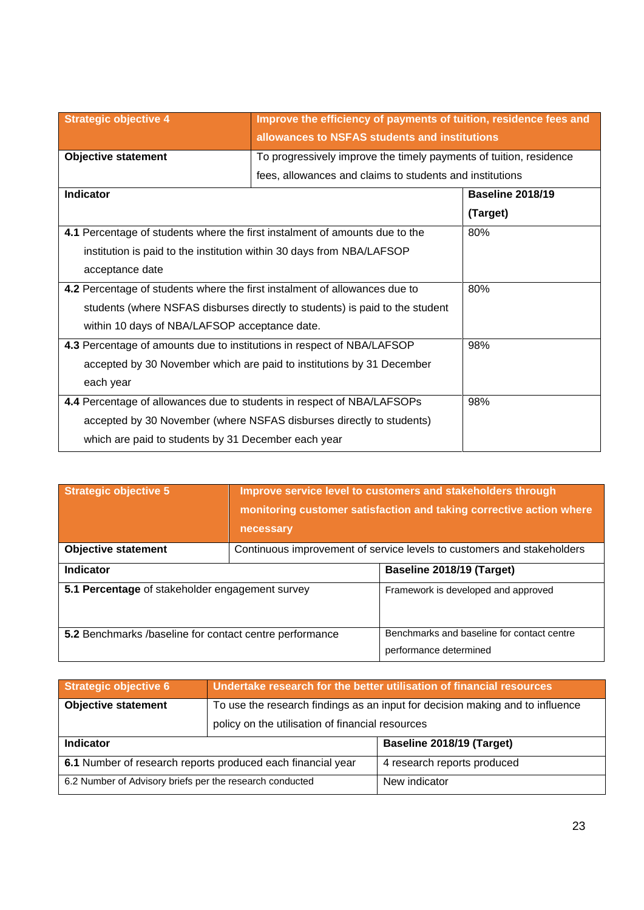| Strategic objective 4 | Improve the efficiency of payments of tuition, residence fees and allowances to NSFAS students and institutions |
|---|---|
| **Objective statement** | To progressively improve the timely payments of tuition, residence fees, allowances and claims to students and institutions |
| **Indicator** | **Baseline 2018/19 (Target)** |
| **4.1** Percentage of students where the first instalment of amounts due to the institution is paid to the institution within 30 days from NBA/LAFSOP acceptance date | 80% |
| **4.2** Percentage of students where the first instalment of allowances due to students (where NSFAS disburses directly to students) is paid to the student within 10 days of NBA/LAFSOP acceptance date. | 80% |
| **4.3** Percentage of amounts due to institutions in respect of NBA/LAFSOP accepted by 30 November which are paid to institutions by 31 December each year | 98% |
| **4.4** Percentage of allowances due to students in respect of NBA/LAFSOPs accepted by 30 November (where NSFAS disburses directly to students) which are paid to students by 31 December each year | 98% |

| Strategic objective 5 | Improve service level to customers and stakeholders through monitoring customer satisfaction and taking corrective action where necessary |
|---|---|
| **Objective statement** | Continuous improvement of service levels to customers and stakeholders |
| **Indicator** | **Baseline 2018/19 (Target)** |
| **5.1 Percentage** of stakeholder engagement survey | Framework is developed and approved |
| **5.2** Benchmarks /baseline for contact centre performance | Benchmarks and baseline for contact centre performance determined |

| Strategic objective 6 | Undertake research for the better utilisation of financial resources |
|---|---|
| **Objective statement** | To use the research findings as an input for decision making and to influence policy on the utilisation of financial resources |
| **Indicator** | **Baseline 2018/19 (Target)** |
| **6.1** Number of research reports produced each financial year | 4 research reports produced |
| 6.2 Number of Advisory briefs per the research conducted | New indicator |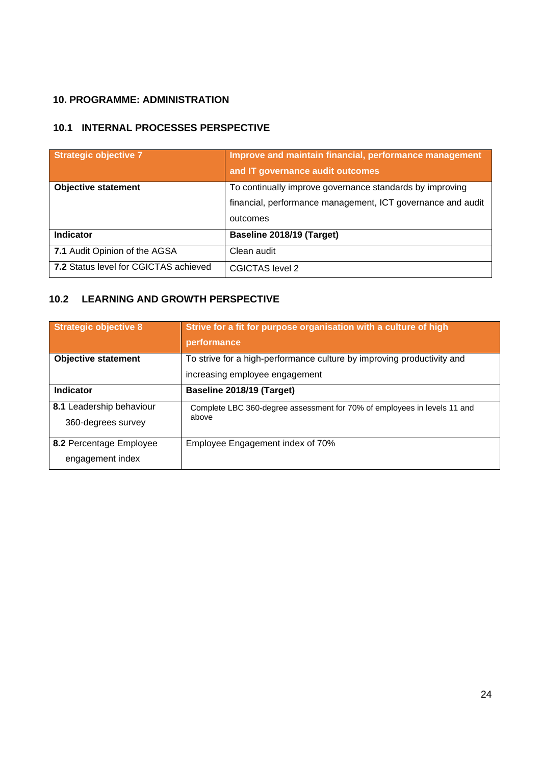## 10. PROGRAMME: ADMINISTRATION

### 10.1 INTERNAL PROCESSES PERSPECTIVE

| **Strategic objective 7** | **Improve and maintain financial, performance management and IT governance audit outcomes** |
|---|---|
| **Objective statement** | To continually improve governance standards by improving financial, performance management, ICT governance and audit outcomes |
| **Indicator** | **Baseline 2018/19 (Target)** |
| **7.1** Audit Opinion of the AGSA | Clean audit |
| **7.2** Status level for CGICTAS achieved | CGICTAS level 2 |

### 10.2 LEARNING AND GROWTH PERSPECTIVE

| **Strategic objective 8** | **Strive for a fit for purpose organisation with a culture of high performance** |
|---|---|
| **Objective statement** | To strive for a high-performance culture by improving productivity and increasing employee engagement |
| **Indicator** | **Baseline 2018/19 (Target)** |
| **8.1** Leadership behaviour 360-degrees survey | Complete LBC 360-degree assessment for 70% of employees in levels 11 and above |
| **8.2** Percentage Employee engagement index | Employee Engagement index of 70% |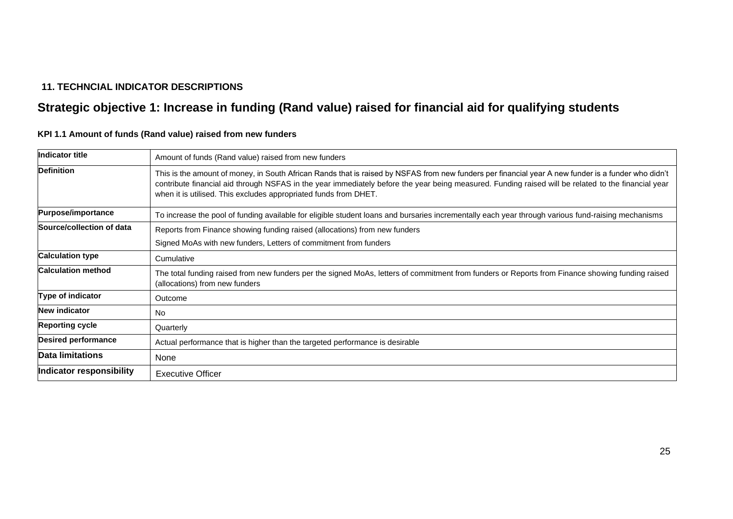## 11. TECHNCIAL INDICATOR DESCRIPTIONS

# Strategic objective 1: Increase in funding (Rand value) raised for financial aid for qualifying students

### KPI 1.1 Amount of funds (Rand value) raised from new funders

| Indicator title | Amount of funds (Rand value) raised from new funders |
|---|---|
| **Definition** | This is the amount of money, in South African Rands that is raised by NSFAS from new funders per financial year A new funder is a funder who didn't contribute financial aid through NSFAS in the year immediately before the year being measured. Funding raised will be related to the financial year when it is utilised. This excludes appropriated funds from DHET. |
| **Purpose/importance** | To increase the pool of funding available for eligible student loans and bursaries incrementally each year through various fund-raising mechanisms |
| **Source/collection of data** | Reports from Finance showing funding raised (allocations) from new funders<br>Signed MoAs with new funders, Letters of commitment from funders |
| **Calculation type** | Cumulative |
| **Calculation method** | The total funding raised from new funders per the signed MoAs, letters of commitment from funders or Reports from Finance showing funding raised (allocations) from new funders |
| **Type of indicator** | Outcome |
| **New indicator** | No |
| **Reporting cycle** | Quarterly |
| **Desired performance** | Actual performance that is higher than the targeted performance is desirable |
| **Data limitations** | None |
| **Indicator responsibility** | Executive Officer |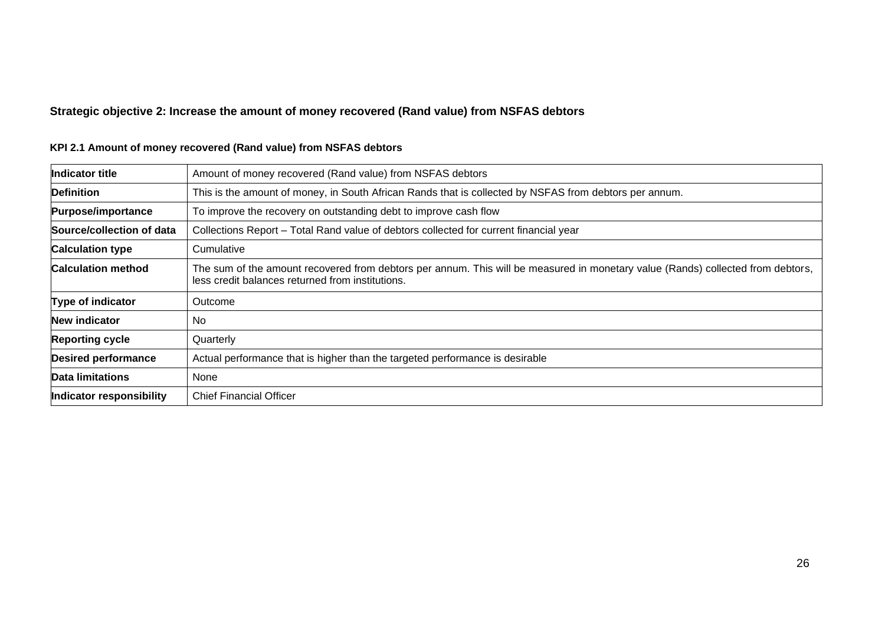### Strategic objective 2: Increase the amount of money recovered (Rand value) from NSFAS debtors

#### KPI 2.1 Amount of money recovered (Rand value) from NSFAS debtors

| Indicator title | Amount of money recovered (Rand value) from NSFAS debtors |
|---|---|
| **Definition** | This is the amount of money, in South African Rands that is collected by NSFAS from debtors per annum. |
| **Purpose/importance** | To improve the recovery on outstanding debt to improve cash flow |
| **Source/collection of data** | Collections Report – Total Rand value of debtors collected for current financial year |
| **Calculation type** | Cumulative |
| **Calculation method** | The sum of the amount recovered from debtors per annum. This will be measured in monetary value (Rands) collected from debtors, less credit balances returned from institutions. |
| **Type of indicator** | Outcome |
| **New indicator** | No |
| **Reporting cycle** | Quarterly |
| **Desired performance** | Actual performance that is higher than the targeted performance is desirable |
| **Data limitations** | None |
| **Indicator responsibility** | Chief Financial Officer |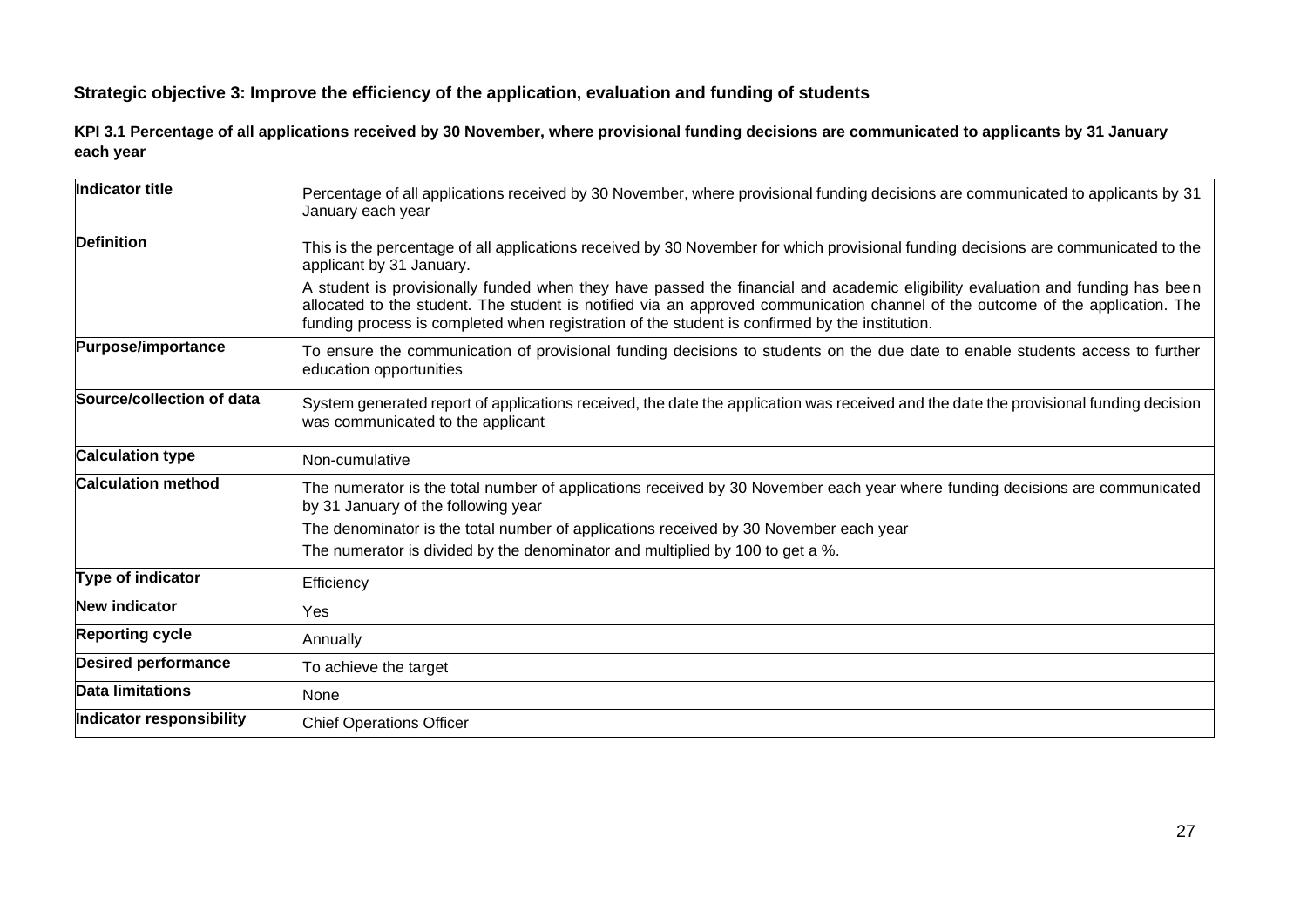**Strategic objective 3: Improve the efficiency of the application, evaluation and funding of students**

**KPI 3.1 Percentage of all applications received by 30 November, where provisional funding decisions are communicated to applicants by 31 January each year**

| **Indicator title** | Percentage of all applications received by 30 November, where provisional funding decisions are communicated to applicants by 31 January each year |
|---|---|
| **Definition** | This is the percentage of all applications received by 30 November for which provisional funding decisions are communicated to the applicant by 31 January.<br><br>A student is provisionally funded when they have passed the financial and academic eligibility evaluation and funding has been allocated to the student. The student is notified via an approved communication channel of the outcome of the application. The funding process is completed when registration of the student is confirmed by the institution. |
| **Purpose/importance** | To ensure the communication of provisional funding decisions to students on the due date to enable students access to further education opportunities |
| **Source/collection of data** | System generated report of applications received, the date the application was received and the date the provisional funding decision was communicated to the applicant |
| **Calculation type** | Non-cumulative |
| **Calculation method** | The numerator is the total number of applications received by 30 November each year where funding decisions are communicated by 31 January of the following year<br><br>The denominator is the total number of applications received by 30 November each year<br><br>The numerator is divided by the denominator and multiplied by 100 to get a %. |
| **Type of indicator** | Efficiency |
| **New indicator** | Yes |
| **Reporting cycle** | Annually |
| **Desired performance** | To achieve the target |
| **Data limitations** | None |
| **Indicator responsibility** | Chief Operations Officer |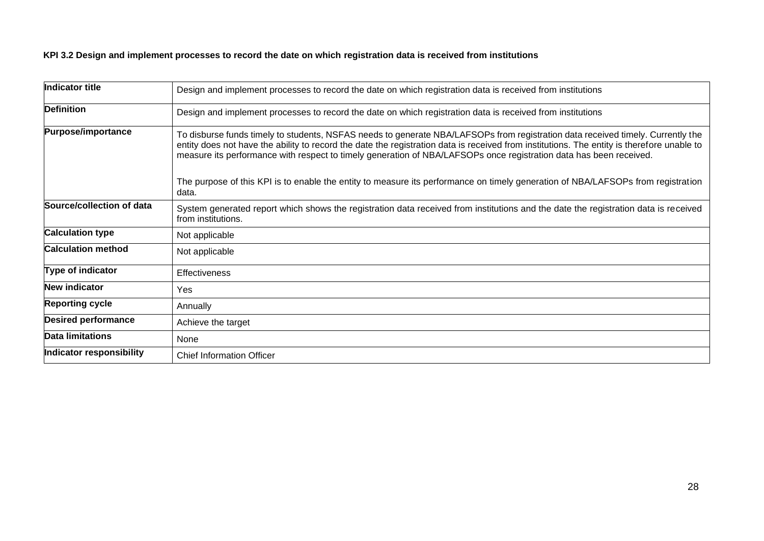**KPI 3.2 Design and implement processes to record the date on which registration data is received from institutions**

| | |
|---|---|
| **Indicator title** | Design and implement processes to record the date on which registration data is received from institutions |
| **Definition** | Design and implement processes to record the date on which registration data is received from institutions |
| **Purpose/importance** | To disburse funds timely to students, NSFAS needs to generate NBA/LAFSOPs from registration data received timely. Currently the entity does not have the ability to record the date the registration data is received from institutions. The entity is therefore unable to measure its performance with respect to timely generation of NBA/LAFSOPs once registration data has been received.<br><br>The purpose of this KPI is to enable the entity to measure its performance on timely generation of NBA/LAFSOPs from registration data. |
| **Source/collection of data** | System generated report which shows the registration data received from institutions and the date the registration data is received from institutions. |
| **Calculation type** | Not applicable |
| **Calculation method** | Not applicable |
| **Type of indicator** | Effectiveness |
| **New indicator** | Yes |
| **Reporting cycle** | Annually |
| **Desired performance** | Achieve the target |
| **Data limitations** | None |
| **Indicator responsibility** | Chief Information Officer |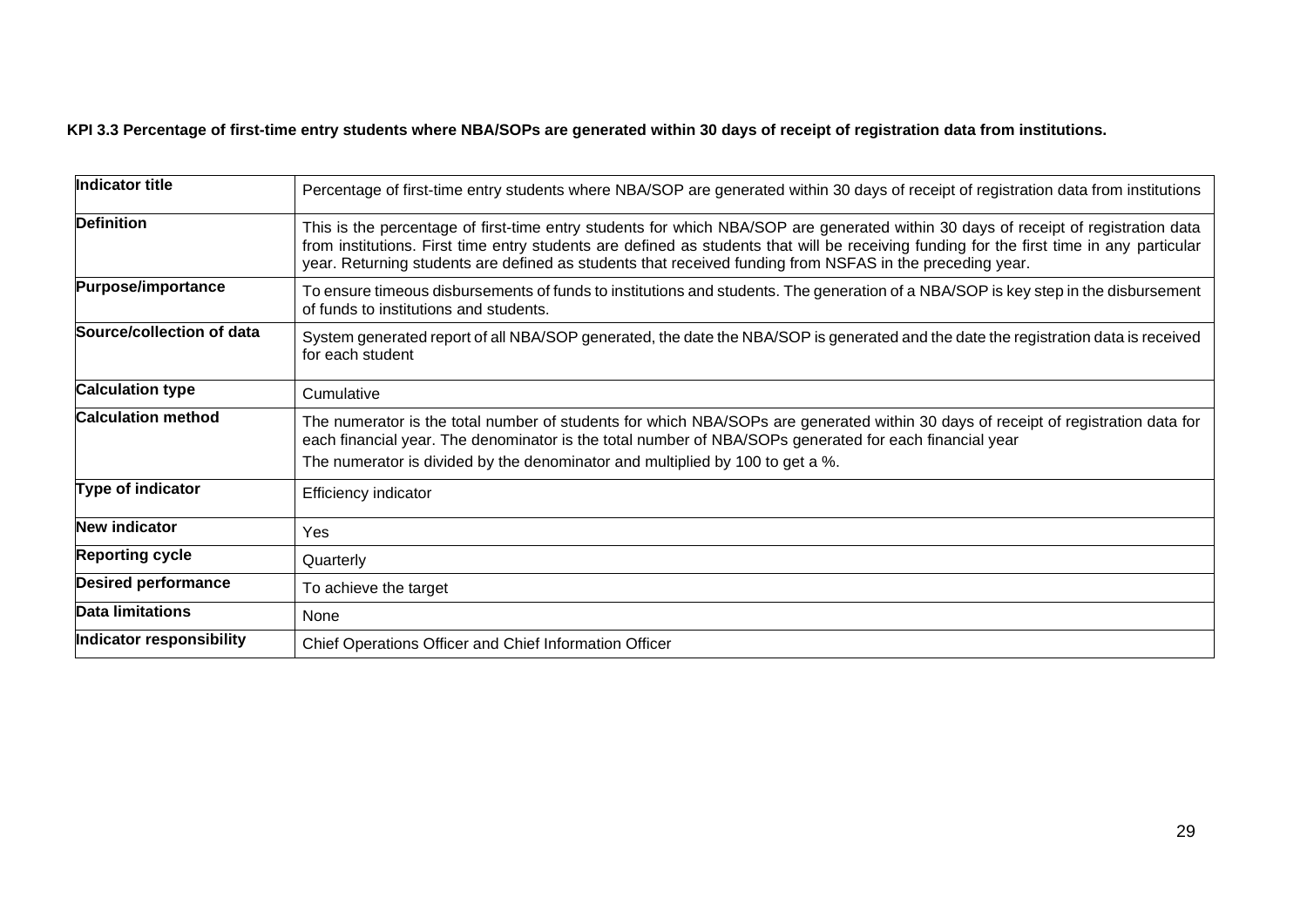**KPI 3.3 Percentage of first-time entry students where NBA/SOPs are generated within 30 days of receipt of registration data from institutions.**

| Indicator title | Percentage of first-time entry students where NBA/SOP are generated within 30 days of receipt of registration data from institutions |
|---|---|
| **Definition** | This is the percentage of first-time entry students for which NBA/SOP are generated within 30 days of receipt of registration data from institutions. First time entry students are defined as students that will be receiving funding for the first time in any particular year. Returning students are defined as students that received funding from NSFAS in the preceding year. |
| **Purpose/importance** | To ensure timeous disbursements of funds to institutions and students. The generation of a NBA/SOP is key step in the disbursement of funds to institutions and students. |
| **Source/collection of data** | System generated report of all NBA/SOP generated, the date the NBA/SOP is generated and the date the registration data is received for each student |
| **Calculation type** | Cumulative |
| **Calculation method** | The numerator is the total number of students for which NBA/SOPs are generated within 30 days of receipt of registration data for each financial year. The denominator is the total number of NBA/SOPs generated for each financial year<br>The numerator is divided by the denominator and multiplied by 100 to get a %. |
| **Type of indicator** | Efficiency indicator |
| **New indicator** | Yes |
| **Reporting cycle** | Quarterly |
| **Desired performance** | To achieve the target |
| **Data limitations** | None |
| **Indicator responsibility** | Chief Operations Officer and Chief Information Officer |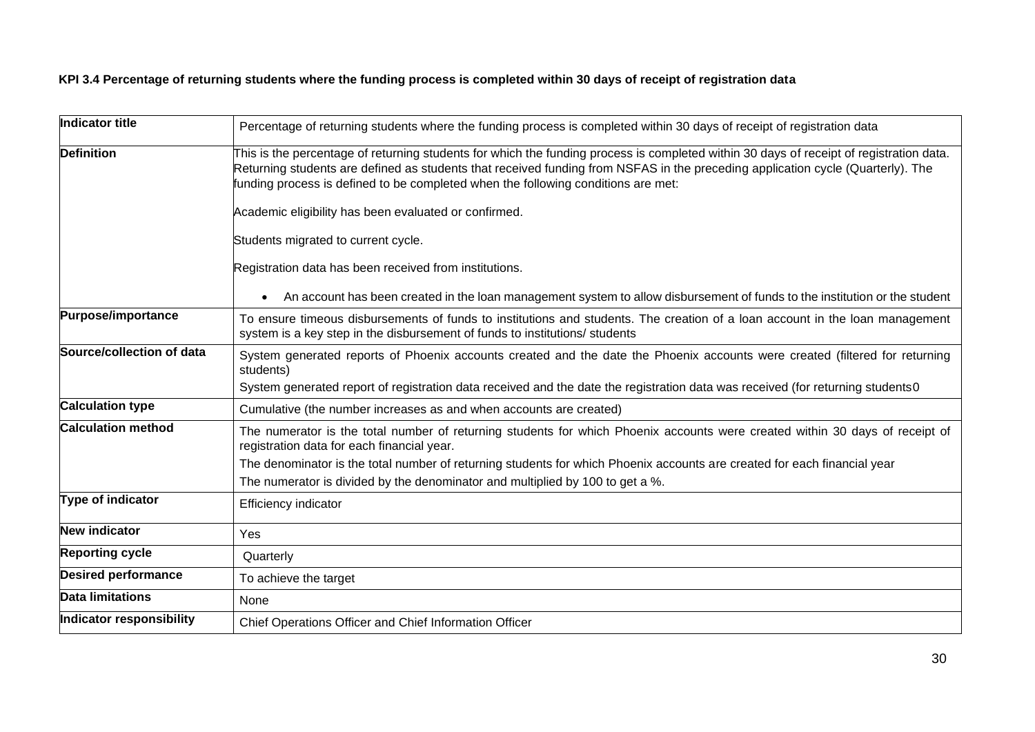**KPI 3.4 Percentage of returning students where the funding process is completed within 30 days of receipt of registration data**

| **Indicator title** | Percentage of returning students where the funding process is completed within 30 days of receipt of registration data |
|---|---|
| **Definition** | This is the percentage of returning students for which the funding process is completed within 30 days of receipt of registration data. Returning students are defined as students that received funding from NSFAS in the preceding application cycle (Quarterly). The funding process is defined to be completed when the following conditions are met:<br><br>Academic eligibility has been evaluated or confirmed.<br><br>Students migrated to current cycle.<br><br>Registration data has been received from institutions.<br><br>• An account has been created in the loan management system to allow disbursement of funds to the institution or the student |
| **Purpose/importance** | To ensure timeous disbursements of funds to institutions and students. The creation of a loan account in the loan management system is a key step in the disbursement of funds to institutions/ students |
| **Source/collection of data** | System generated reports of Phoenix accounts created and the date the Phoenix accounts were created (filtered for returning students)<br>System generated report of registration data received and the date the registration data was received (for returning students0 |
| **Calculation type** | Cumulative (the number increases as and when accounts are created) |
| **Calculation method** | The numerator is the total number of returning students for which Phoenix accounts were created within 30 days of receipt of registration data for each financial year.<br>The denominator is the total number of returning students for which Phoenix accounts are created for each financial year<br>The numerator is divided by the denominator and multiplied by 100 to get a %. |
| **Type of indicator** | Efficiency indicator |
| **New indicator** | Yes |
| **Reporting cycle** | Quarterly |
| **Desired performance** | To achieve the target |
| **Data limitations** | None |
| **Indicator responsibility** | Chief Operations Officer and Chief Information Officer |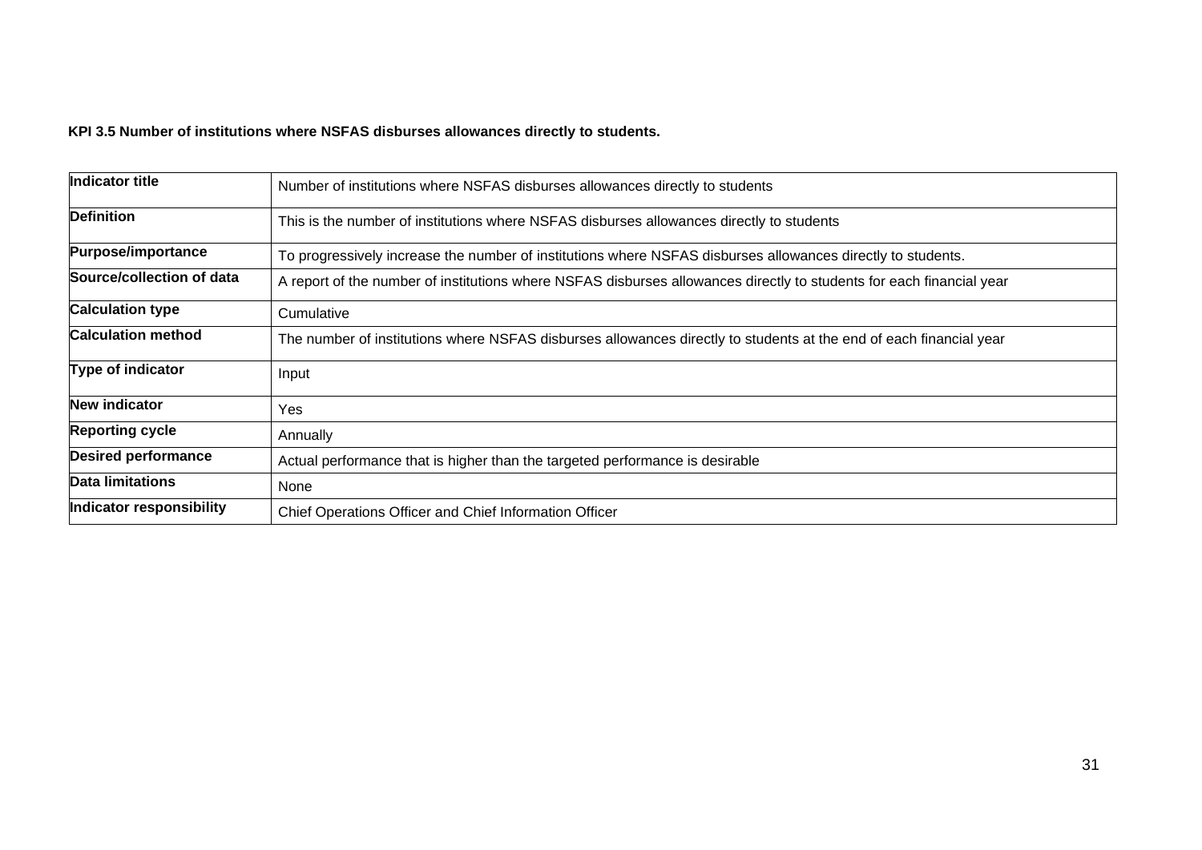**KPI 3.5 Number of institutions where NSFAS disburses allowances directly to students.**

| **Indicator title** | Number of institutions where NSFAS disburses allowances directly to students |
|---|---|
| **Definition** | This is the number of institutions where NSFAS disburses allowances directly to students |
| **Purpose/importance** | To progressively increase the number of institutions where NSFAS disburses allowances directly to students. |
| **Source/collection of data** | A report of the number of institutions where NSFAS disburses allowances directly to students for each financial year |
| **Calculation type** | Cumulative |
| **Calculation method** | The number of institutions where NSFAS disburses allowances directly to students at the end of each financial year |
| **Type of indicator** | Input |
| **New indicator** | Yes |
| **Reporting cycle** | Annually |
| **Desired performance** | Actual performance that is higher than the targeted performance is desirable |
| **Data limitations** | None |
| **Indicator responsibility** | Chief Operations Officer and Chief Information Officer |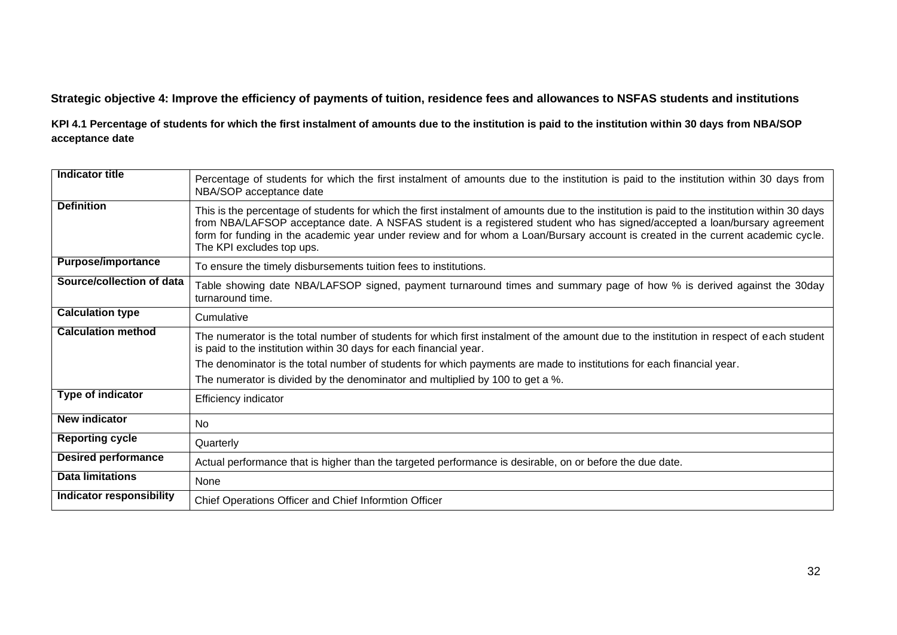**Strategic objective 4: Improve the efficiency of payments of tuition, residence fees and allowances to NSFAS students and institutions**

**KPI 4.1 Percentage of students for which the first instalment of amounts due to the institution is paid to the institution within 30 days from NBA/SOP acceptance date**

| **Indicator title** | Percentage of students for which the first instalment of amounts due to the institution is paid to the institution within 30 days from NBA/SOP acceptance date |
|---|---|
| **Definition** | This is the percentage of students for which the first instalment of amounts due to the institution is paid to the institution within 30 days from NBA/LAFSOP acceptance date. A NSFAS student is a registered student who has signed/accepted a loan/bursary agreement form for funding in the academic year under review and for whom a Loan/Bursary account is created in the current academic cycle. The KPI excludes top ups. |
| **Purpose/importance** | To ensure the timely disbursements tuition fees to institutions. |
| **Source/collection of data** | Table showing date NBA/LAFSOP signed, payment turnaround times and summary page of how % is derived against the 30day turnaround time. |
| **Calculation type** | Cumulative |
| **Calculation method** | The numerator is the total number of students for which first instalment of the amount due to the institution in respect of each student is paid to the institution within 30 days for each financial year.<br>The denominator is the total number of students for which payments are made to institutions for each financial year.<br>The numerator is divided by the denominator and multiplied by 100 to get a %. |
| **Type of indicator** | Efficiency indicator |
| **New indicator** | No |
| **Reporting cycle** | Quarterly |
| **Desired performance** | Actual performance that is higher than the targeted performance is desirable, on or before the due date. |
| **Data limitations** | None |
| **Indicator responsibility** | Chief Operations Officer and Chief Informtion Officer |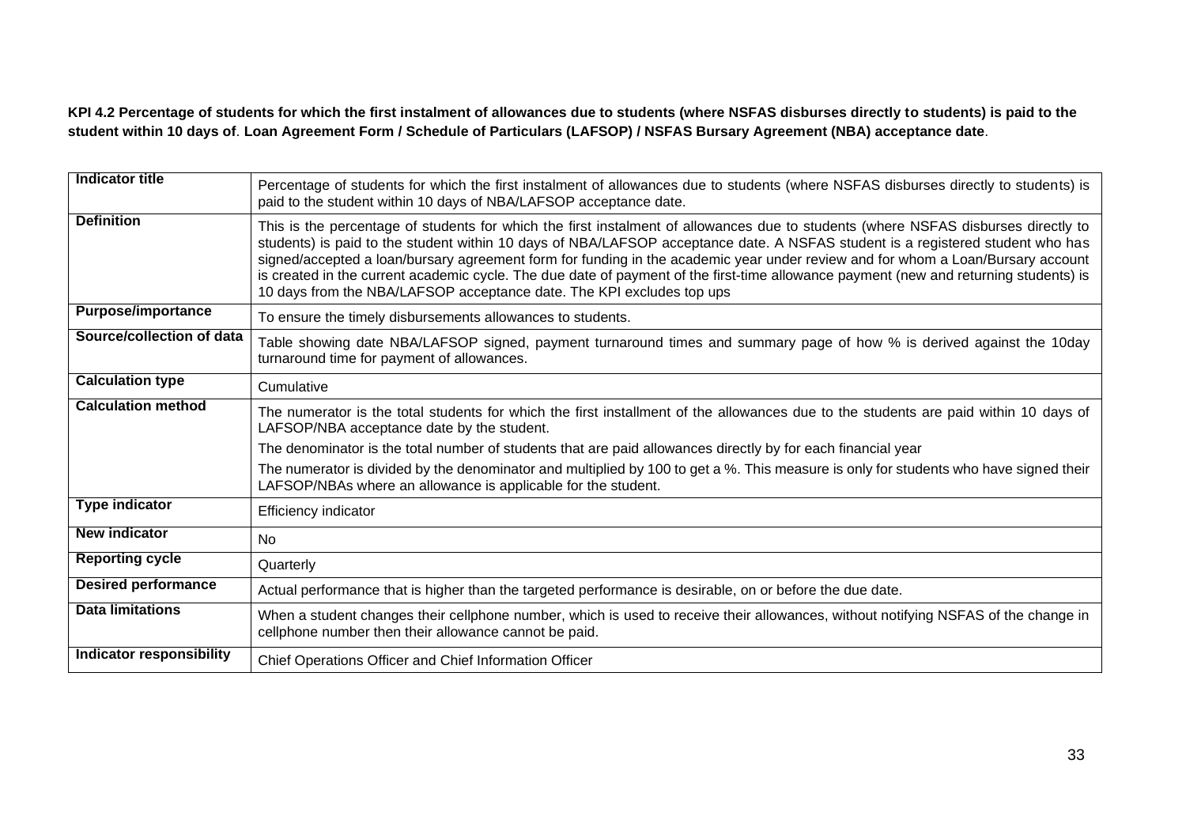**KPI 4.2 Percentage of students for which the first instalment of allowances due to students (where NSFAS disburses directly to students) is paid to the student within 10 days of**. **Loan Agreement Form / Schedule of Particulars (LAFSOP) / NSFAS Bursary Agreement (NBA) acceptance date**.

| **Indicator title** | Percentage of students for which the first instalment of allowances due to students (where NSFAS disburses directly to students) is paid to the student within 10 days of NBA/LAFSOP acceptance date. |
|---|---|
| **Definition** | This is the percentage of students for which the first instalment of allowances due to students (where NSFAS disburses directly to students) is paid to the student within 10 days of NBA/LAFSOP acceptance date. A NSFAS student is a registered student who has signed/accepted a loan/bursary agreement form for funding in the academic year under review and for whom a Loan/Bursary account is created in the current academic cycle. The due date of payment of the first-time allowance payment (new and returning students) is 10 days from the NBA/LAFSOP acceptance date. The KPI excludes top ups |
| **Purpose/importance** | To ensure the timely disbursements allowances to students. |
| **Source/collection of data** | Table showing date NBA/LAFSOP signed, payment turnaround times and summary page of how % is derived against the 10day turnaround time for payment of allowances. |
| **Calculation type** | Cumulative |
| **Calculation method** | The numerator is the total students for which the first installment of the allowances due to the students are paid within 10 days of LAFSOP/NBA acceptance date by the student.<br>The denominator is the total number of students that are paid allowances directly by for each financial year<br>The numerator is divided by the denominator and multiplied by 100 to get a %. This measure is only for students who have signed their LAFSOP/NBAs where an allowance is applicable for the student. |
| **Type indicator** | Efficiency indicator |
| **New indicator** | No |
| **Reporting cycle** | Quarterly |
| **Desired performance** | Actual performance that is higher than the targeted performance is desirable, on or before the due date. |
| **Data limitations** | When a student changes their cellphone number, which is used to receive their allowances, without notifying NSFAS of the change in cellphone number then their allowance cannot be paid. |
| **Indicator responsibility** | Chief Operations Officer and Chief Information Officer |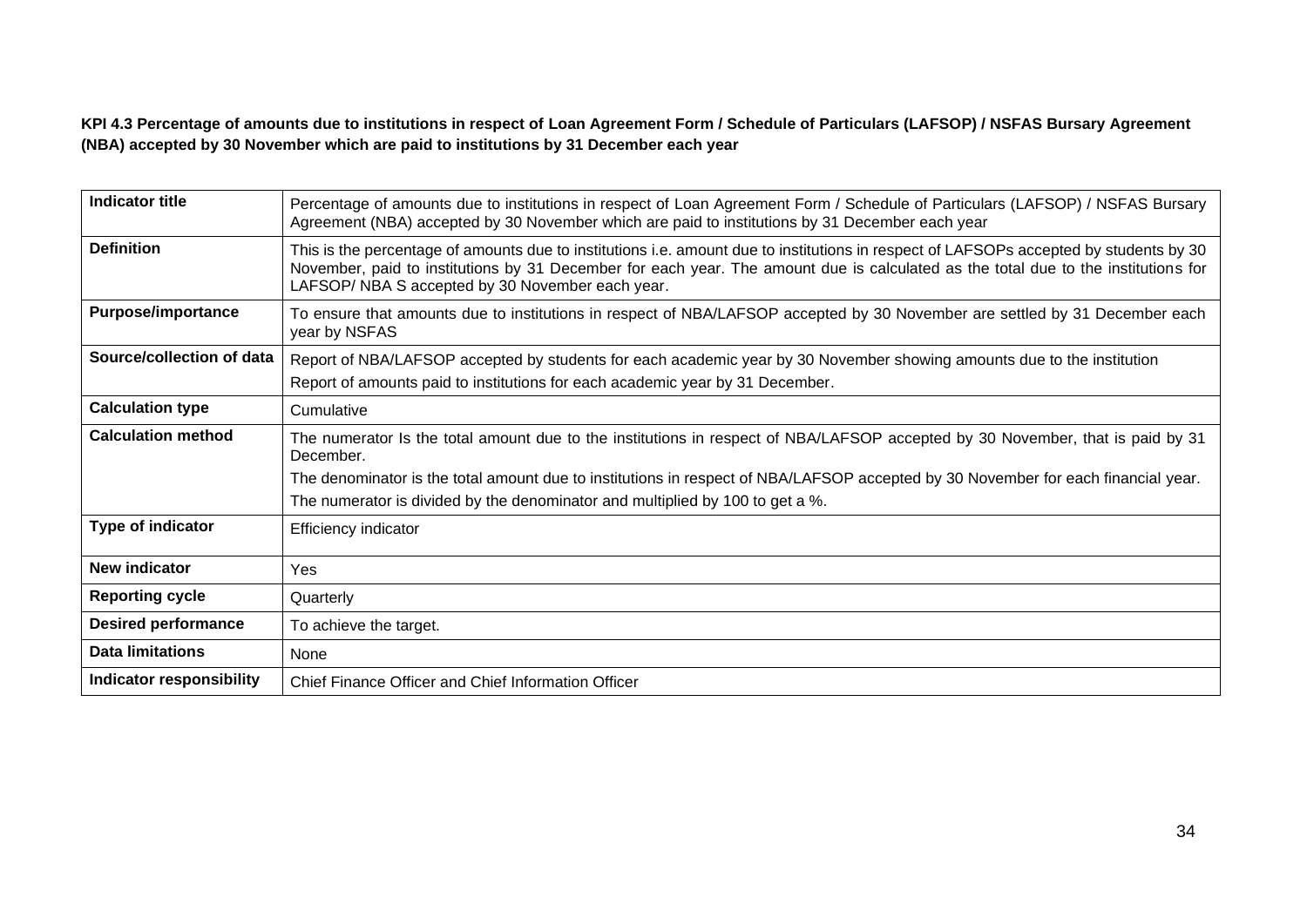**KPI 4.3 Percentage of amounts due to institutions in respect of Loan Agreement Form / Schedule of Particulars (LAFSOP) / NSFAS Bursary Agreement (NBA) accepted by 30 November which are paid to institutions by 31 December each year**

| **Indicator title** | Percentage of amounts due to institutions in respect of Loan Agreement Form / Schedule of Particulars (LAFSOP) / NSFAS Bursary Agreement (NBA) accepted by 30 November which are paid to institutions by 31 December each year |
|---|---|
| **Definition** | This is the percentage of amounts due to institutions i.e. amount due to institutions in respect of LAFSOPs accepted by students by 30 November, paid to institutions by 31 December for each year. The amount due is calculated as the total due to the institutions for LAFSOP/ NBA S accepted by 30 November each year. |
| **Purpose/importance** | To ensure that amounts due to institutions in respect of NBA/LAFSOP accepted by 30 November are settled by 31 December each year by NSFAS |
| **Source/collection of data** | Report of NBA/LAFSOP accepted by students for each academic year by 30 November showing amounts due to the institution<br>Report of amounts paid to institutions for each academic year by 31 December. |
| **Calculation type** | Cumulative |
| **Calculation method** | The numerator Is the total amount due to the institutions in respect of NBA/LAFSOP accepted by 30 November, that is paid by 31 December.<br>The denominator is the total amount due to institutions in respect of NBA/LAFSOP accepted by 30 November for each financial year.<br>The numerator is divided by the denominator and multiplied by 100 to get a %. |
| **Type of indicator** | Efficiency indicator |
| **New indicator** | Yes |
| **Reporting cycle** | Quarterly |
| **Desired performance** | To achieve the target. |
| **Data limitations** | None |
| **Indicator responsibility** | Chief Finance Officer and Chief Information Officer |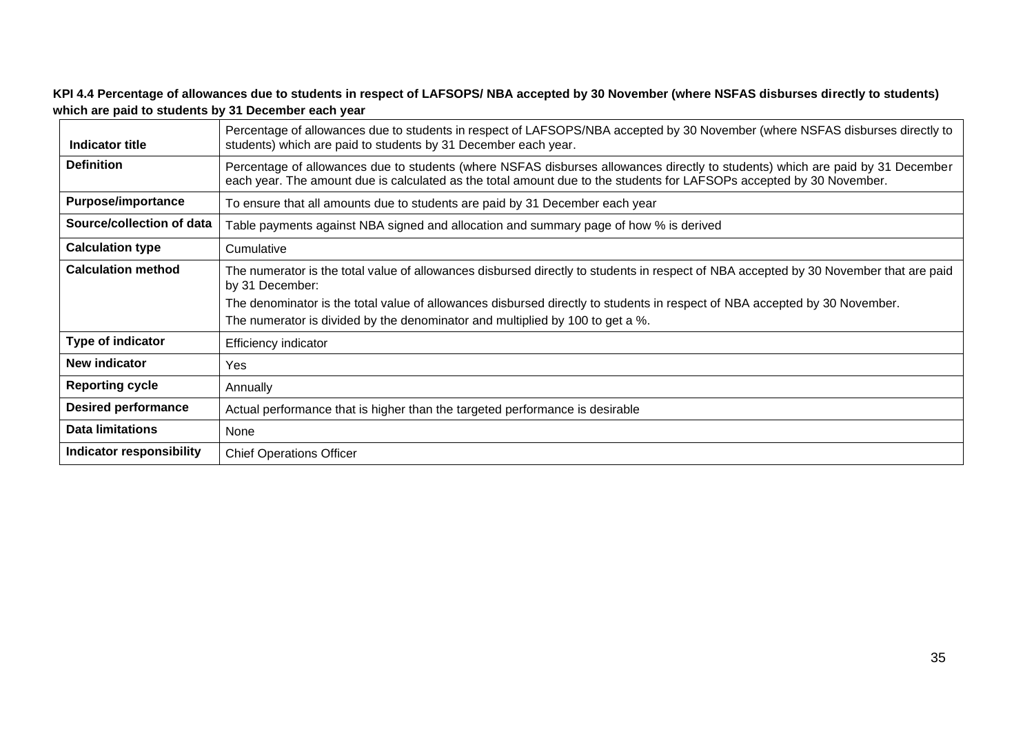**KPI 4.4 Percentage of allowances due to students in respect of LAFSOPS/ NBA accepted by 30 November (where NSFAS disburses directly to students) which are paid to students by 31 December each year**

| Indicator title | Percentage of allowances due to students in respect of LAFSOPS/NBA accepted by 30 November (where NSFAS disburses directly to students) which are paid to students by 31 December each year. |
|---|---|
| **Definition** | Percentage of allowances due to students (where NSFAS disburses allowances directly to students) which are paid by 31 December each year. The amount due is calculated as the total amount due to the students for LAFSOPs accepted by 30 November. |
| **Purpose/importance** | To ensure that all amounts due to students are paid by 31 December each year |
| **Source/collection of data** | Table payments against NBA signed and allocation and summary page of how % is derived |
| **Calculation type** | Cumulative |
| **Calculation method** | The numerator is the total value of allowances disbursed directly to students in respect of NBA accepted by 30 November that are paid by 31 December:<br>The denominator is the total value of allowances disbursed directly to students in respect of NBA accepted by 30 November.<br>The numerator is divided by the denominator and multiplied by 100 to get a %. |
| **Type of indicator** | Efficiency indicator |
| **New indicator** | Yes |
| **Reporting cycle** | Annually |
| **Desired performance** | Actual performance that is higher than the targeted performance is desirable |
| **Data limitations** | None |
| **Indicator responsibility** | Chief Operations Officer |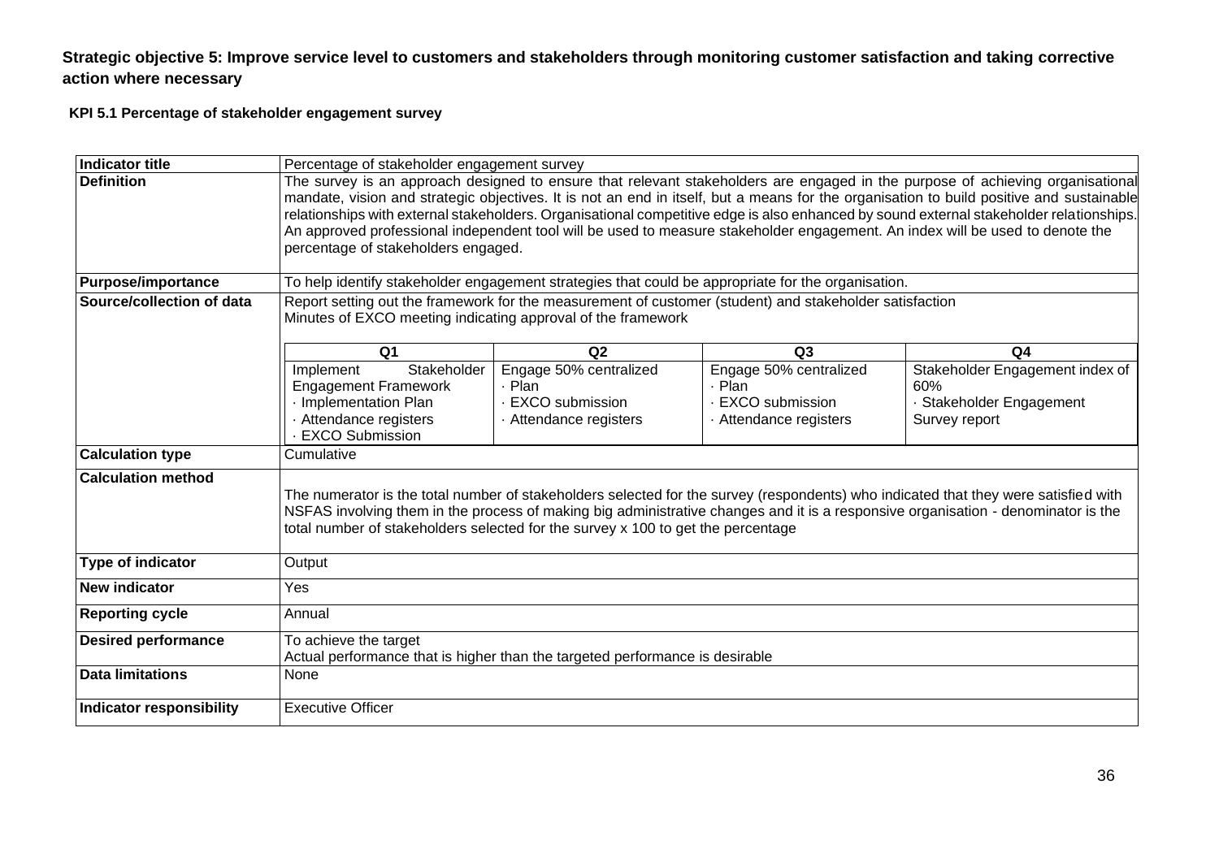**Strategic objective 5: Improve service level to customers and stakeholders through monitoring customer satisfaction and taking corrective action where necessary**

**KPI 5.1 Percentage of stakeholder engagement survey**

| **Indicator title** | Percentage of stakeholder engagement survey | | | |
|---|---|---|---|---|
| **Definition** | The survey is an approach designed to ensure that relevant stakeholders are engaged in the purpose of achieving organisational mandate, vision and strategic objectives. It is not an end in itself, but a means for the organisation to build positive and sustainable relationships with external stakeholders. Organisational competitive edge is also enhanced by sound external stakeholder relationships. An approved professional independent tool will be used to measure stakeholder engagement. An index will be used to denote the percentage of stakeholders engaged. | | | |
| **Purpose/importance** | To help identify stakeholder engagement strategies that could be appropriate for the organisation. | | | |
| **Source/collection of data** | Report setting out the framework for the measurement of customer (student) and stakeholder satisfaction<br>Minutes of EXCO meeting indicating approval of the framework | | | |
| | **Q1** | **Q2** | **Q3** | **Q4** |
| | Implement Stakeholder Engagement Framework<br>· Implementation Plan<br>· Attendance registers<br>· EXCO Submission | Engage 50% centralized<br>· Plan<br>· EXCO submission<br>· Attendance registers | Engage 50% centralized<br>· Plan<br>· EXCO submission<br>· Attendance registers | Stakeholder Engagement index of 60%<br>· Stakeholder Engagement Survey report |
| **Calculation type** | Cumulative | | | |
| **Calculation method** | The numerator is the total number of stakeholders selected for the survey (respondents) who indicated that they were satisfied with NSFAS involving them in the process of making big administrative changes and it is a responsive organisation - denominator is the total number of stakeholders selected for the survey x 100 to get the percentage | | | |
| **Type of indicator** | Output | | | |
| **New indicator** | Yes | | | |
| **Reporting cycle** | Annual | | | |
| **Desired performance** | To achieve the target<br>Actual performance that is higher than the targeted performance is desirable | | | |
| **Data limitations** | None | | | |
| **Indicator responsibility** | Executive Officer | | | |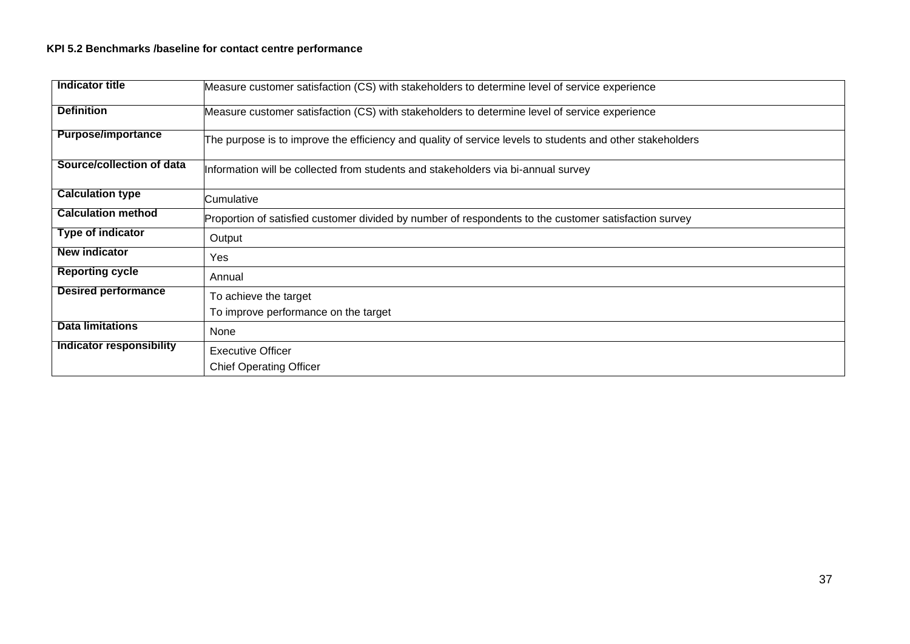**KPI 5.2 Benchmarks /baseline for contact centre performance**

| Indicator title | Measure customer satisfaction (CS) with stakeholders to determine level of service experience |
|---|---|
| **Definition** | Measure customer satisfaction (CS) with stakeholders to determine level of service experience |
| **Purpose/importance** | The purpose is to improve the efficiency and quality of service levels to students and other stakeholders |
| **Source/collection of data** | Information will be collected from students and stakeholders via bi-annual survey |
| **Calculation type** | Cumulative |
| **Calculation method** | Proportion of satisfied customer divided by number of respondents to the customer satisfaction survey |
| **Type of indicator** | Output |
| **New indicator** | Yes |
| **Reporting cycle** | Annual |
| **Desired performance** | To achieve the target<br>To improve performance on the target |
| **Data limitations** | None |
| **Indicator responsibility** | Executive Officer<br>Chief Operating Officer |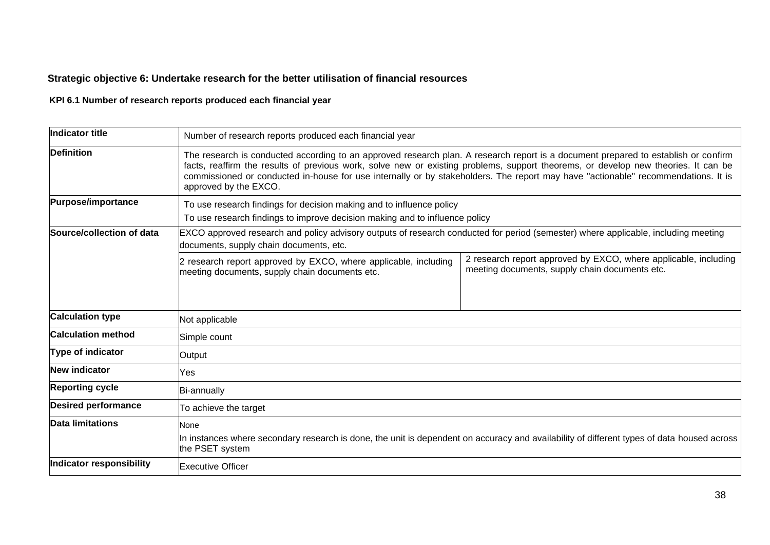**Strategic objective 6: Undertake research for the better utilisation of financial resources**

**KPI 6.1 Number of research reports produced each financial year**

| Indicator title | Number of research reports produced each financial year | |
|---|---|---|
| **Definition** | The research is conducted according to an approved research plan. A research report is a document prepared to establish or confirm facts, reaffirm the results of previous work, solve new or existing problems, support theorems, or develop new theories. It can be commissioned or conducted in-house for use internally or by stakeholders. The report may have "actionable" recommendations. It is approved by the EXCO. | |
| **Purpose/importance** | To use research findings for decision making and to influence policy<br>To use research findings to improve decision making and to influence policy | |
| **Source/collection of data** | EXCO approved research and policy advisory outputs of research conducted for period (semester) where applicable, including meeting documents, supply chain documents, etc. | |
| | 2 research report approved by EXCO, where applicable, including meeting documents, supply chain documents etc. | 2 research report approved by EXCO, where applicable, including meeting documents, supply chain documents etc. |
| **Calculation type** | Not applicable | |
| **Calculation method** | Simple count | |
| **Type of indicator** | Output | |
| **New indicator** | Yes | |
| **Reporting cycle** | Bi-annually | |
| **Desired performance** | To achieve the target | |
| **Data limitations** | None<br>In instances where secondary research is done, the unit is dependent on accuracy and availability of different types of data housed across the PSET system | |
| **Indicator responsibility** | Executive Officer | |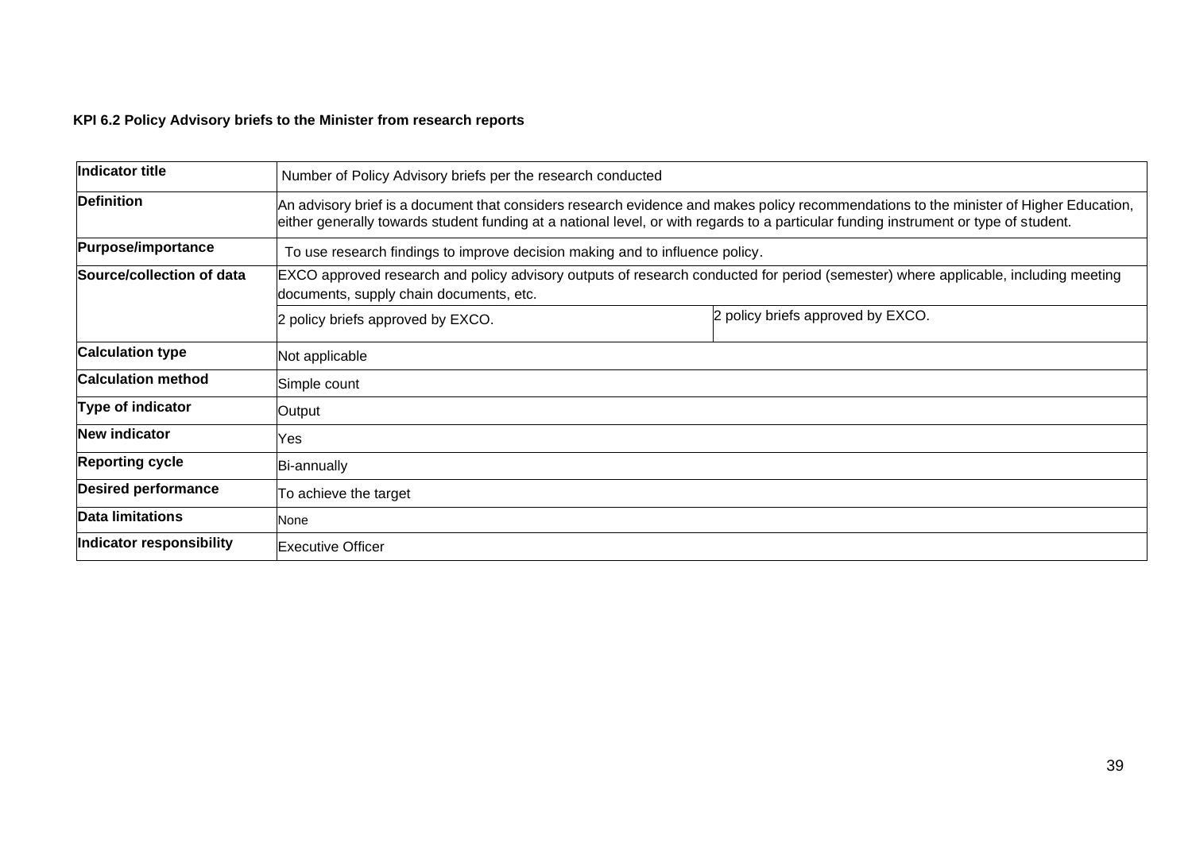**KPI 6.2 Policy Advisory briefs to the Minister from research reports**

| Indicator title | Number of Policy Advisory briefs per the research conducted | |
|---|---|---|
| Definition | An advisory brief is a document that considers research evidence and makes policy recommendations to the minister of Higher Education, either generally towards student funding at a national level, or with regards to a particular funding instrument or type of student. | |
| Purpose/importance | To use research findings to improve decision making and to influence policy. | |
| Source/collection of data | EXCO approved research and policy advisory outputs of research conducted for period (semester) where applicable, including meeting documents, supply chain documents, etc. | |
| | 2 policy briefs approved by EXCO. | 2 policy briefs approved by EXCO. |
| Calculation type | Not applicable | |
| Calculation method | Simple count | |
| Type of indicator | Output | |
| New indicator | Yes | |
| Reporting cycle | Bi-annually | |
| Desired performance | To achieve the target | |
| Data limitations | None | |
| Indicator responsibility | Executive Officer | |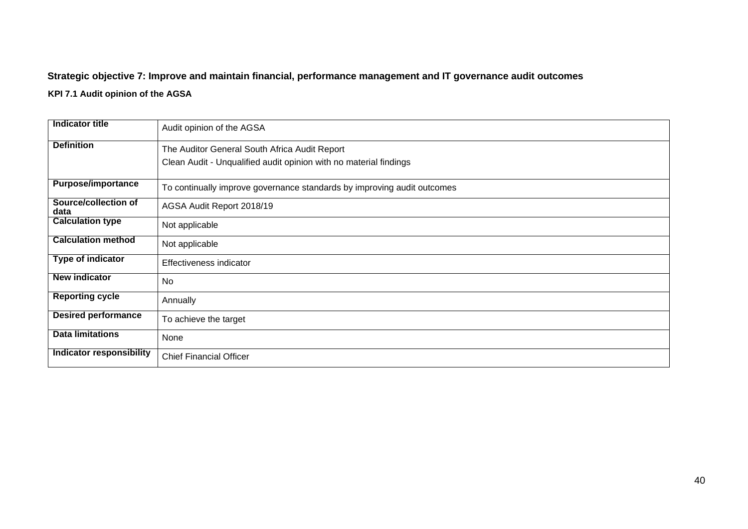**Strategic objective 7: Improve and maintain financial, performance management and IT governance audit outcomes**

**KPI 7.1 Audit opinion of the AGSA**

| **Indicator title** | Audit opinion of the AGSA |
|---|---|
| **Definition** | The Auditor General South Africa Audit Report<br>Clean Audit - Unqualified audit opinion with no material findings |
| **Purpose/importance** | To continually improve governance standards by improving audit outcomes |
| **Source/collection of data** | AGSA Audit Report 2018/19 |
| **Calculation type** | Not applicable |
| **Calculation method** | Not applicable |
| **Type of indicator** | Effectiveness indicator |
| **New indicator** | No |
| **Reporting cycle** | Annually |
| **Desired performance** | To achieve the target |
| **Data limitations** | None |
| **Indicator responsibility** | Chief Financial Officer |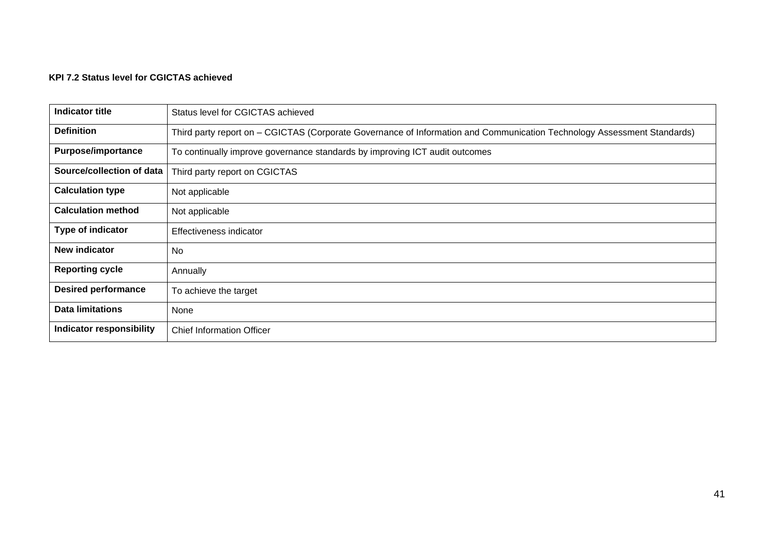**KPI 7.2 Status level for CGICTAS achieved**

| | |
|---|---|
| **Indicator title** | Status level for CGICTAS achieved |
| **Definition** | Third party report on – CGICTAS (Corporate Governance of Information and Communication Technology Assessment Standards) |
| **Purpose/importance** | To continually improve governance standards by improving ICT audit outcomes |
| **Source/collection of data** | Third party report on CGICTAS |
| **Calculation type** | Not applicable |
| **Calculation method** | Not applicable |
| **Type of indicator** | Effectiveness indicator |
| **New indicator** | No |
| **Reporting cycle** | Annually |
| **Desired performance** | To achieve the target |
| **Data limitations** | None |
| **Indicator responsibility** | Chief Information Officer |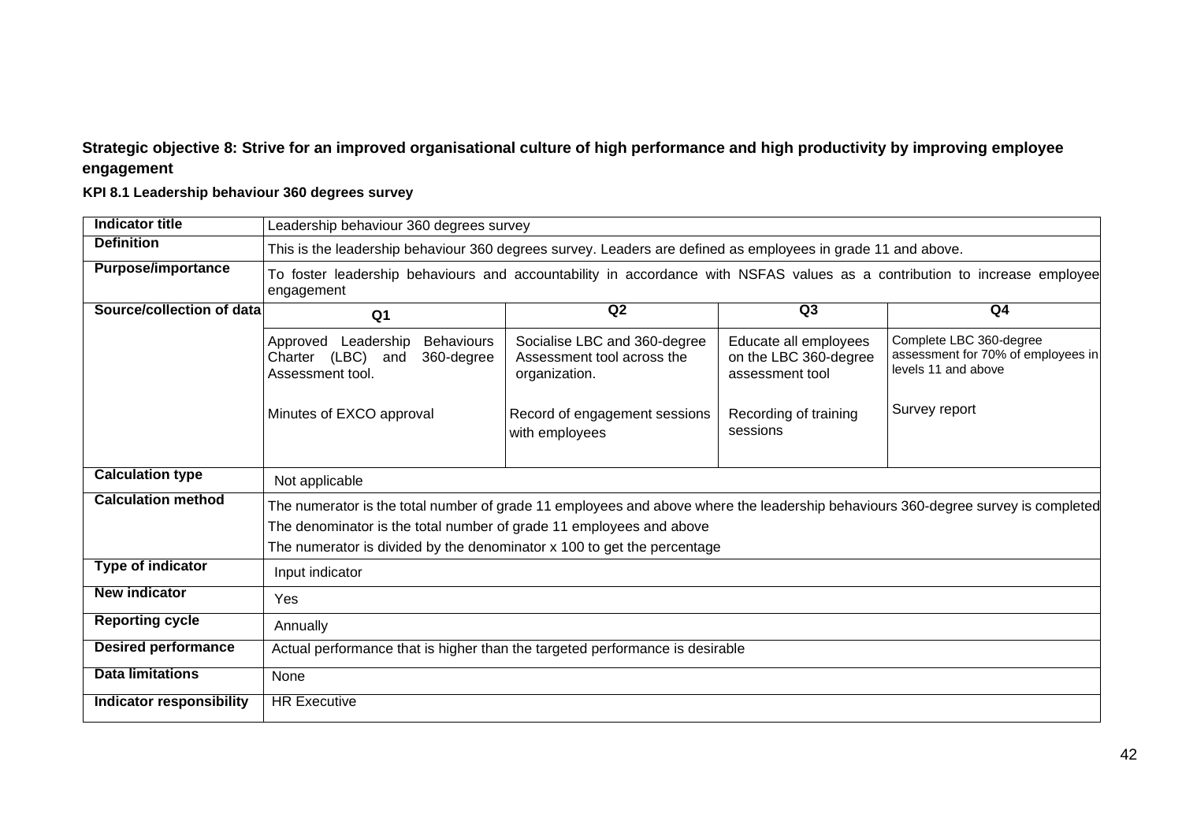**Strategic objective 8: Strive for an improved organisational culture of high performance and high productivity by improving employee engagement**

**KPI 8.1 Leadership behaviour 360 degrees survey**

| **Indicator title** | Leadership behaviour 360 degrees survey | | | |
|---|---|---|---|---|
| **Definition** | This is the leadership behaviour 360 degrees survey. Leaders are defined as employees in grade 11 and above. | | | |
| **Purpose/importance** | To foster leadership behaviours and accountability in accordance with NSFAS values as a contribution to increase employee engagement | | | |
| **Source/collection of data** | **Q1** | **Q2** | **Q3** | **Q4** |
| | Approved Leadership Behaviours Charter (LBC) and 360-degree Assessment tool.<br><br>Minutes of EXCO approval | Socialise LBC and 360-degree Assessment tool across the organization.<br><br>Record of engagement sessions with employees | Educate all employees on the LBC 360-degree assessment tool<br><br>Recording of training sessions | Complete LBC 360-degree assessment for 70% of employees in levels 11 and above<br><br>Survey report |
| **Calculation type** | Not applicable | | | |
| **Calculation method** | The numerator is the total number of grade 11 employees and above where the leadership behaviours 360-degree survey is completed<br>The denominator is the total number of grade 11 employees and above<br>The numerator is divided by the denominator x 100 to get the percentage | | | |
| **Type of indicator** | Input indicator | | | |
| **New indicator** | Yes | | | |
| **Reporting cycle** | Annually | | | |
| **Desired performance** | Actual performance that is higher than the targeted performance is desirable | | | |
| **Data limitations** | None | | | |
| **Indicator responsibility** | HR Executive | | | |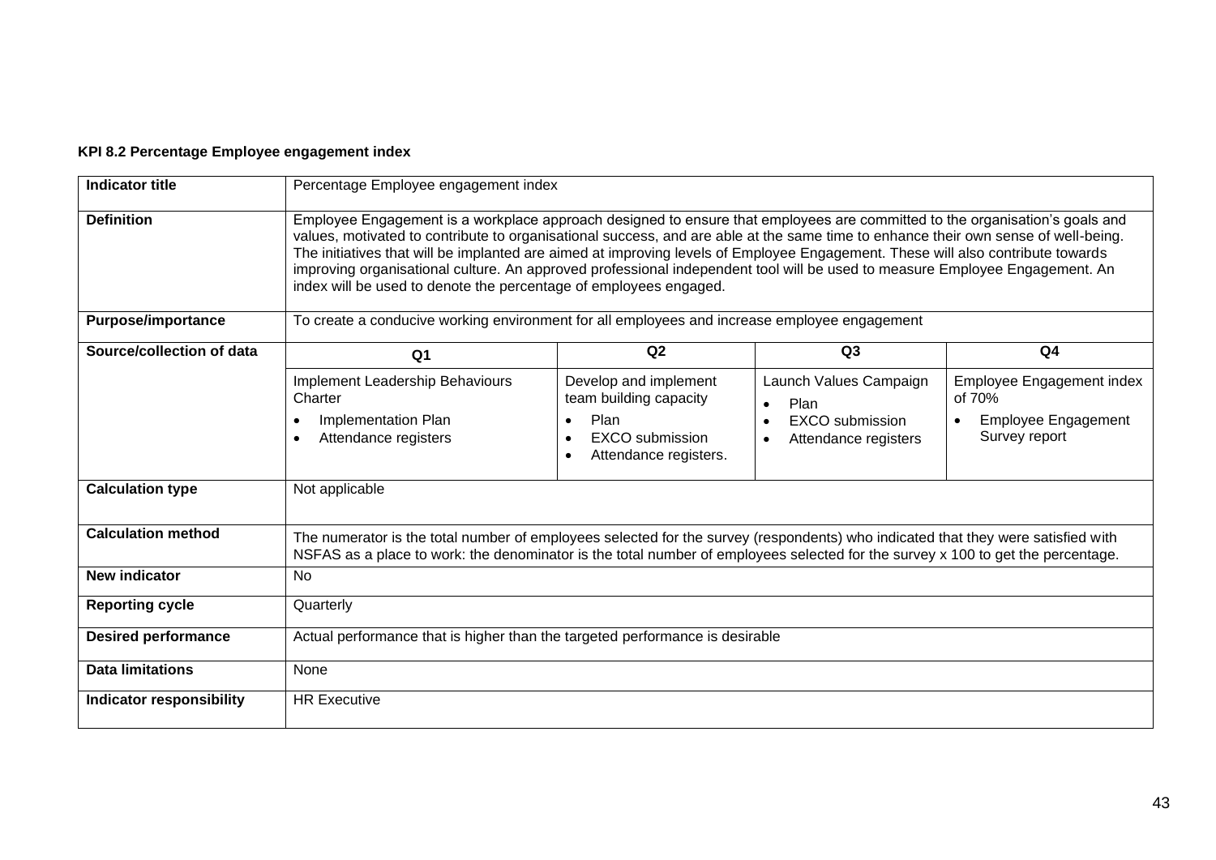**KPI 8.2 Percentage Employee engagement index**

| **Indicator title** | Percentage Employee engagement index | | | |
|---|---|---|---|---|
| **Definition** | Employee Engagement is a workplace approach designed to ensure that employees are committed to the organisation's goals and values, motivated to contribute to organisational success, and are able at the same time to enhance their own sense of well-being. The initiatives that will be implanted are aimed at improving levels of Employee Engagement. These will also contribute towards improving organisational culture. An approved professional independent tool will be used to measure Employee Engagement. An index will be used to denote the percentage of employees engaged. | | | |
| **Purpose/importance** | To create a conducive working environment for all employees and increase employee engagement | | | |
| **Source/collection of data** | **Q1** | **Q2** | **Q3** | **Q4** |
| | Implement Leadership Behaviours Charter<br>• Implementation Plan<br>• Attendance registers | Develop and implement team building capacity<br>• Plan<br>• EXCO submission<br>• Attendance registers. | Launch Values Campaign<br>• Plan<br>• EXCO submission<br>• Attendance registers | Employee Engagement index of 70%<br>• Employee Engagement Survey report |
| **Calculation type** | Not applicable | | | |
| **Calculation method** | The numerator is the total number of employees selected for the survey (respondents) who indicated that they were satisfied with NSFAS as a place to work: the denominator is the total number of employees selected for the survey x 100 to get the percentage. | | | |
| **New indicator** | No | | | |
| **Reporting cycle** | Quarterly | | | |
| **Desired performance** | Actual performance that is higher than the targeted performance is desirable | | | |
| **Data limitations** | None | | | |
| **Indicator responsibility** | HR Executive | | | |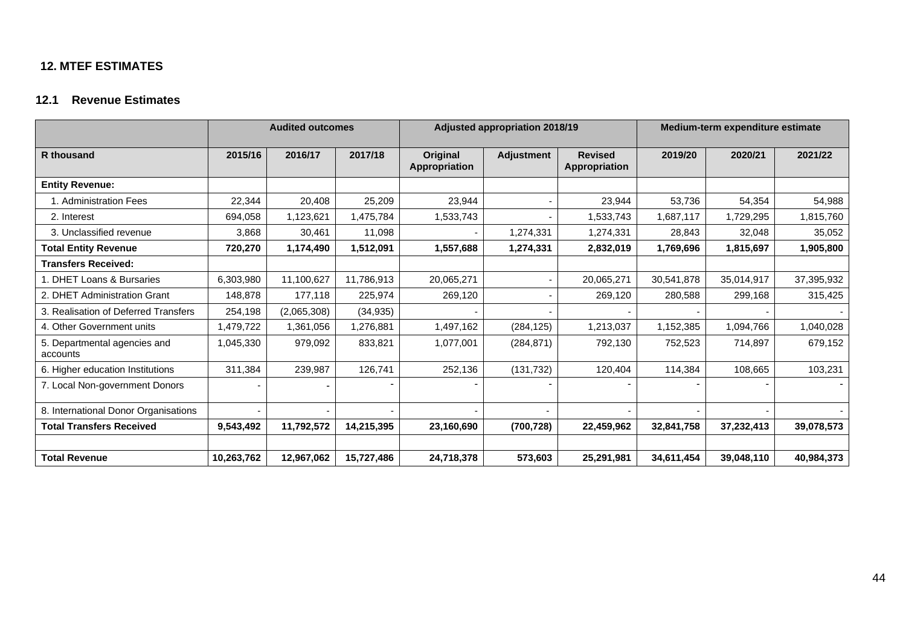## 12. MTEF ESTIMATES

### 12.1 Revenue Estimates

| | Audited outcomes | | | Adjusted appropriation 2018/19 | | | Medium-term expenditure estimate | | |
|---|---|---|---|---|---|---|---|---|---|
| **R thousand** | **2015/16** | **2016/17** | **2017/18** | **Original Appropriation** | **Adjustment** | **Revised Appropriation** | **2019/20** | **2020/21** | **2021/22** |
| **Entity Revenue:** | | | | | | | | | |
| 1. Administration Fees | 22,344 | 20,408 | 25,209 | 23,944 | - | 23,944 | 53,736 | 54,354 | 54,988 |
| 2. Interest | 694,058 | 1,123,621 | 1,475,784 | 1,533,743 | - | 1,533,743 | 1,687,117 | 1,729,295 | 1,815,760 |
| 3. Unclassified revenue | 3,868 | 30,461 | 11,098 | - | 1,274,331 | 1,274,331 | 28,843 | 32,048 | 35,052 |
| **Total Entity Revenue** | **720,270** | **1,174,490** | **1,512,091** | **1,557,688** | **1,274,331** | **2,832,019** | **1,769,696** | **1,815,697** | **1,905,800** |
| **Transfers Received:** | | | | | | | | | |
| 1. DHET Loans & Bursaries | 6,303,980 | 11,100,627 | 11,786,913 | 20,065,271 | - | 20,065,271 | 30,541,878 | 35,014,917 | 37,395,932 |
| 2. DHET Administration Grant | 148,878 | 177,118 | 225,974 | 269,120 | - | 269,120 | 280,588 | 299,168 | 315,425 |
| 3. Realisation of Deferred Transfers | 254,198 | (2,065,308) | (34,935) | - | - | - | - | - | - |
| 4. Other Government units | 1,479,722 | 1,361,056 | 1,276,881 | 1,497,162 | (284,125) | 1,213,037 | 1,152,385 | 1,094,766 | 1,040,028 |
| 5. Departmental agencies and accounts | 1,045,330 | 979,092 | 833,821 | 1,077,001 | (284,871) | 792,130 | 752,523 | 714,897 | 679,152 |
| 6. Higher education Institutions | 311,384 | 239,987 | 126,741 | 252,136 | (131,732) | 120,404 | 114,384 | 108,665 | 103,231 |
| 7. Local Non-government Donors | - | - | - | - | - | - | - | - | - |
| 8. International Donor Organisations | - | - | - | - | - | - | - | - | - |
| **Total Transfers Received** | **9,543,492** | **11,792,572** | **14,215,395** | **23,160,690** | **(700,728)** | **22,459,962** | **32,841,758** | **37,232,413** | **39,078,573** |
| | | | | | | | | | |
| **Total Revenue** | **10,263,762** | **12,967,062** | **15,727,486** | **24,718,378** | **573,603** | **25,291,981** | **34,611,454** | **39,048,110** | **40,984,373** |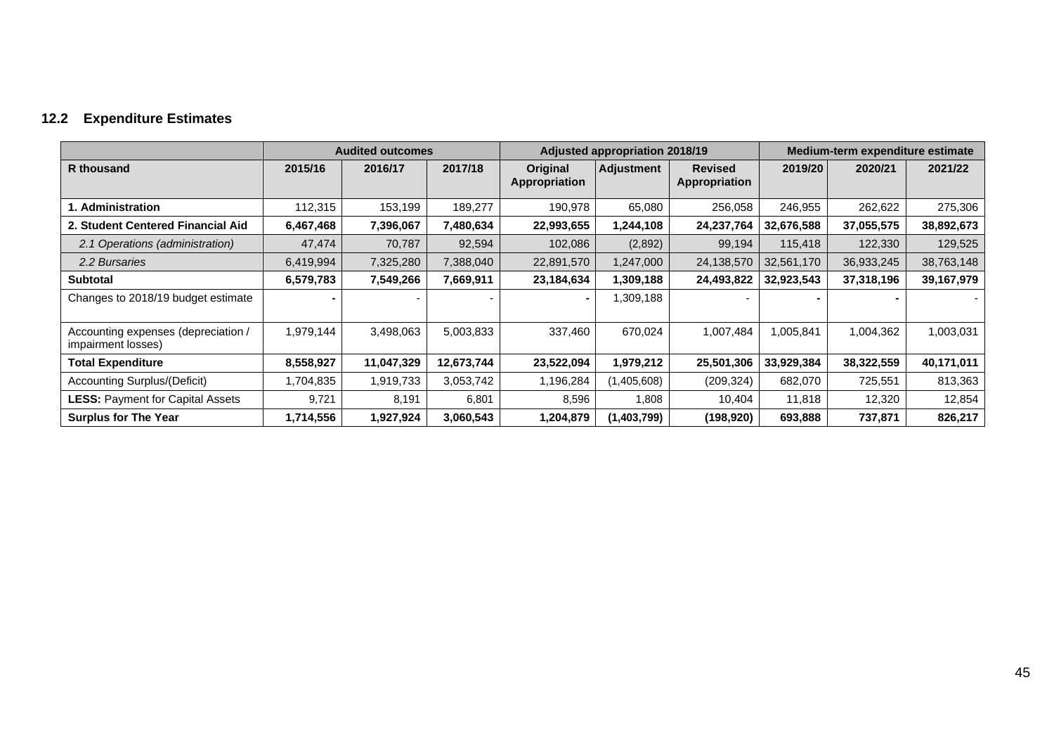### 12.2 Expenditure Estimates

| | Audited outcomes | | | Adjusted appropriation 2018/19 | | | Medium-term expenditure estimate | | |
|---|---|---|---|---|---|---|---|---|---|
| **R thousand** | **2015/16** | **2016/17** | **2017/18** | **Original Appropriation** | **Adjustment** | **Revised Appropriation** | **2019/20** | **2020/21** | **2021/22** |
| **1. Administration** | 112,315 | 153,199 | 189,277 | 190,978 | 65,080 | 256,058 | 246,955 | 262,622 | 275,306 |
| **2. Student Centered Financial Aid** | **6,467,468** | **7,396,067** | **7,480,634** | **22,993,655** | **1,244,108** | **24,237,764** | **32,676,588** | **37,055,575** | **38,892,673** |
| *2.1 Operations (administration)* | 47,474 | 70,787 | 92,594 | 102,086 | (2,892) | 99,194 | 115,418 | 122,330 | 129,525 |
| *2.2 Bursaries* | 6,419,994 | 7,325,280 | 7,388,040 | 22,891,570 | 1,247,000 | 24,138,570 | 32,561,170 | 36,933,245 | 38,763,148 |
| **Subtotal** | **6,579,783** | **7,549,266** | **7,669,911** | **23,184,634** | **1,309,188** | **24,493,822** | **32,923,543** | **37,318,196** | **39,167,979** |
| Changes to 2018/19 budget estimate | **-** | - | - | **-** | 1,309,188 | - | **-** | **-** | - |
| Accounting expenses (depreciation / impairment losses) | 1,979,144 | 3,498,063 | 5,003,833 | 337,460 | 670,024 | 1,007,484 | 1,005,841 | 1,004,362 | 1,003,031 |
| **Total Expenditure** | **8,558,927** | **11,047,329** | **12,673,744** | **23,522,094** | **1,979,212** | **25,501,306** | **33,929,384** | **38,322,559** | **40,171,011** |
| Accounting Surplus/(Deficit) | 1,704,835 | 1,919,733 | 3,053,742 | 1,196,284 | (1,405,608) | (209,324) | 682,070 | 725,551 | 813,363 |
| **LESS:** Payment for Capital Assets | 9,721 | 8,191 | 6,801 | 8,596 | 1,808 | 10,404 | 11,818 | 12,320 | 12,854 |
| **Surplus for The Year** | **1,714,556** | **1,927,924** | **3,060,543** | **1,204,879** | **(1,403,799)** | **(198,920)** | **693,888** | **737,871** | **826,217** |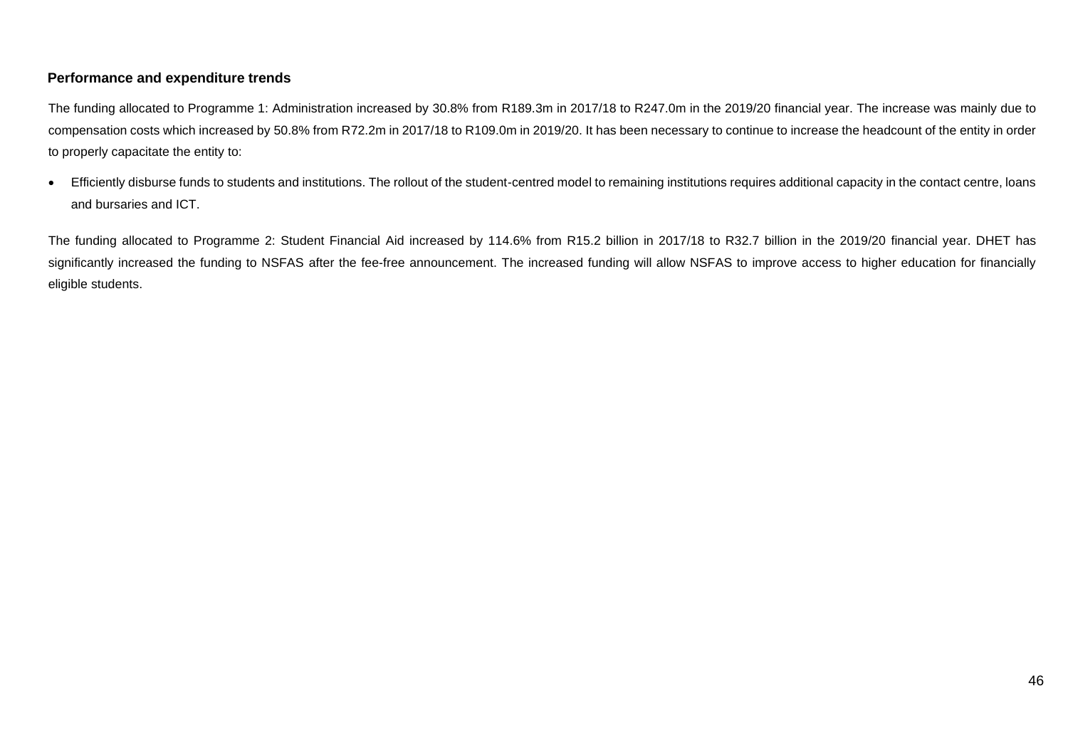### Performance and expenditure trends

The funding allocated to Programme 1: Administration increased by 30.8% from R189.3m in 2017/18 to R247.0m in the 2019/20 financial year. The increase was mainly due to compensation costs which increased by 50.8% from R72.2m in 2017/18 to R109.0m in 2019/20. It has been necessary to continue to increase the headcount of the entity in order to properly capacitate the entity to:

- Efficiently disburse funds to students and institutions. The rollout of the student-centred model to remaining institutions requires additional capacity in the contact centre, loans and bursaries and ICT.

The funding allocated to Programme 2: Student Financial Aid increased by 114.6% from R15.2 billion in 2017/18 to R32.7 billion in the 2019/20 financial year. DHET has significantly increased the funding to NSFAS after the fee-free announcement. The increased funding will allow NSFAS to improve access to higher education for financially eligible students.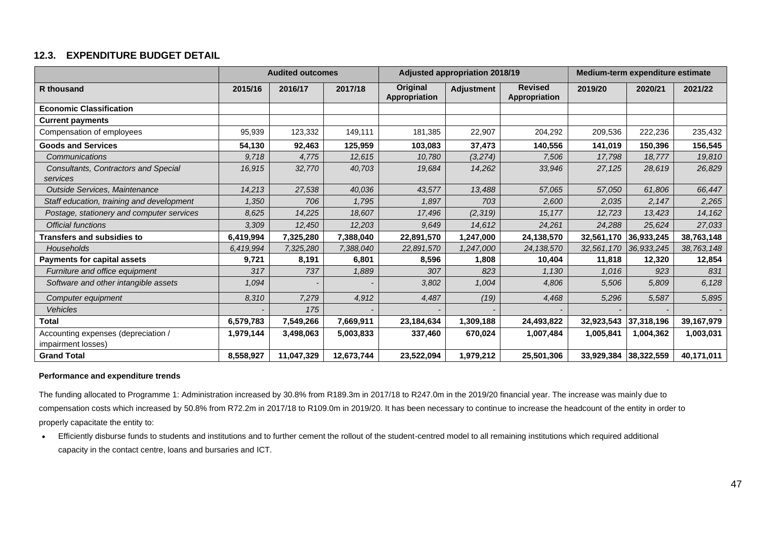### 12.3. EXPENDITURE BUDGET DETAIL

| | Audited outcomes | | | Adjusted appropriation 2018/19 | | | Medium-term expenditure estimate | | |
|---|---|---|---|---|---|---|---|---|---|
| **R thousand** | **2015/16** | **2016/17** | **2017/18** | **Original Appropriation** | **Adjustment** | **Revised Appropriation** | **2019/20** | **2020/21** | **2021/22** |
| **Economic Classification** | | | | | | | | | |
| **Current payments** | | | | | | | | | |
| Compensation of employees | 95,939 | 123,332 | 149,111 | 181,385 | 22,907 | 204,292 | 209,536 | 222,236 | 235,432 |
| **Goods and Services** | **54,130** | **92,463** | **125,959** | **103,083** | **37,473** | **140,556** | **141,019** | **150,396** | **156,545** |
| *Communications* | *9,718* | *4,775* | *12,615* | *10,780* | *(3,274)* | *7,506* | *17,798* | *18,777* | *19,810* |
| *Consultants, Contractors and Special services* | *16,915* | *32,770* | *40,703* | *19,684* | *14,262* | *33,946* | *27,125* | *28,619* | *26,829* |
| *Outside Services, Maintenance* | *14,213* | *27,538* | *40,036* | *43,577* | *13,488* | *57,065* | *57,050* | *61,806* | *66,447* |
| *Staff education, training and development* | *1,350* | *706* | *1,795* | *1,897* | *703* | *2,600* | *2,035* | *2,147* | *2,265* |
| *Postage, stationery and computer services* | *8,625* | *14,225* | *18,607* | *17,496* | *(2,319)* | *15,177* | *12,723* | *13,423* | *14,162* |
| *Official functions* | *3,309* | *12,450* | *12,203* | *9,649* | *14,612* | *24,261* | *24,288* | *25,624* | *27,033* |
| **Transfers and subsidies to** | **6,419,994** | **7,325,280** | **7,388,040** | **22,891,570** | **1,247,000** | **24,138,570** | **32,561,170** | **36,933,245** | **38,763,148** |
| *Households* | *6,419,994* | *7,325,280* | *7,388,040* | *22,891,570* | *1,247,000* | *24,138,570* | *32,561,170* | *36,933,245* | *38,763,148* |
| **Payments for capital assets** | **9,721** | **8,191** | **6,801** | **8,596** | **1,808** | **10,404** | **11,818** | **12,320** | **12,854** |
| *Furniture and office equipment* | *317* | *737* | *1,889* | *307* | *823* | *1,130* | *1,016* | *923* | *831* |
| *Software and other intangible assets* | *1,094* | - | - | *3,802* | *1,004* | *4,806* | *5,506* | *5,809* | *6,128* |
| *Computer equipment* | *8,310* | *7,279* | *4,912* | *4,487* | *(19)* | *4,468* | *5,296* | *5,587* | *5,895* |
| *Vehicles* | - | *175* | - | - | - | - | - | - | - |
| **Total** | **6,579,783** | **7,549,266** | **7,669,911** | **23,184,634** | **1,309,188** | **24,493,822** | **32,923,543** | **37,318,196** | **39,167,979** |
| Accounting expenses (depreciation / impairment losses) | **1,979,144** | **3,498,063** | **5,003,833** | **337,460** | **670,024** | **1,007,484** | **1,005,841** | **1,004,362** | **1,003,031** |
| **Grand Total** | **8,558,927** | **11,047,329** | **12,673,744** | **23,522,094** | **1,979,212** | **25,501,306** | **33,929,384** | **38,322,559** | **40,171,011** |

**Performance and expenditure trends**

The funding allocated to Programme 1: Administration increased by 30.8% from R189.3m in 2017/18 to R247.0m in the 2019/20 financial year. The increase was mainly due to compensation costs which increased by 50.8% from R72.2m in 2017/18 to R109.0m in 2019/20. It has been necessary to continue to increase the headcount of the entity in order to properly capacitate the entity to:

- Efficiently disburse funds to students and institutions and to further cement the rollout of the student-centred model to all remaining institutions which required additional capacity in the contact centre, loans and bursaries and ICT.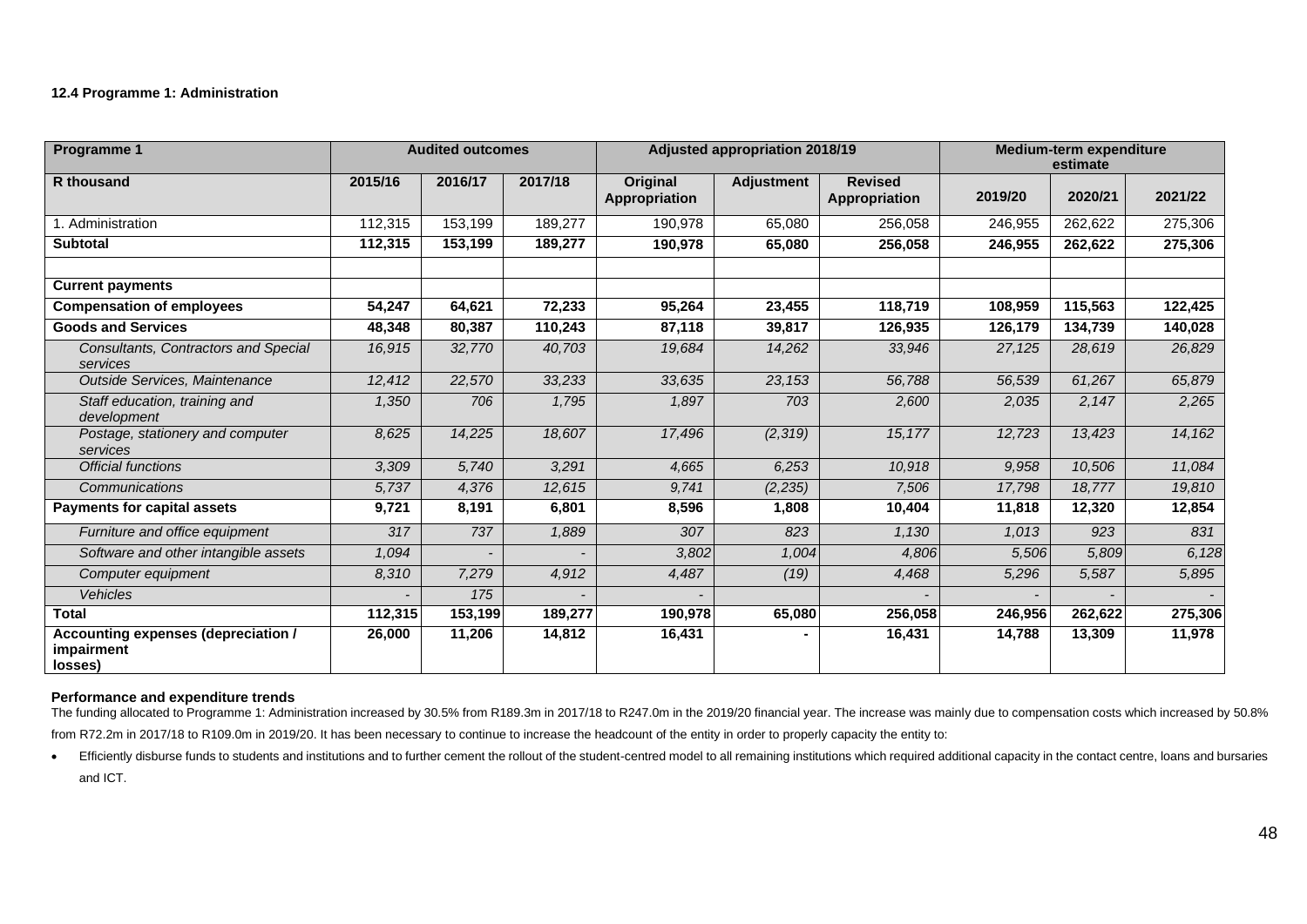**12.4 Programme 1: Administration**

| Programme 1 | Audited outcomes | | | Adjusted appropriation 2018/19 | | | Medium-term expenditure estimate | | |
|---|---|---|---|---|---|---|---|---|---|
| **R thousand** | **2015/16** | **2016/17** | **2017/18** | **Original Appropriation** | **Adjustment** | **Revised Appropriation** | **2019/20** | **2020/21** | **2021/22** |
| 1. Administration | 112,315 | 153,199 | 189,277 | 190,978 | 65,080 | 256,058 | 246,955 | 262,622 | 275,306 |
| **Subtotal** | **112,315** | **153,199** | **189,277** | **190,978** | **65,080** | **256,058** | **246,955** | **262,622** | **275,306** |
| | | | | | | | | | |
| **Current payments** | | | | | | | | | |
| **Compensation of employees** | **54,247** | **64,621** | **72,233** | **95,264** | **23,455** | **118,719** | **108,959** | **115,563** | **122,425** |
| **Goods and Services** | **48,348** | **80,387** | **110,243** | **87,118** | **39,817** | **126,935** | **126,179** | **134,739** | **140,028** |
| *Consultants, Contractors and Special services* | *16,915* | *32,770* | *40,703* | *19,684* | *14,262* | *33,946* | *27,125* | *28,619* | *26,829* |
| *Outside Services, Maintenance* | *12,412* | *22,570* | *33,233* | *33,635* | *23,153* | *56,788* | *56,539* | *61,267* | *65,879* |
| *Staff education, training and development* | *1,350* | *706* | *1,795* | *1,897* | *703* | *2,600* | *2,035* | *2,147* | *2,265* |
| *Postage, stationery and computer services* | *8,625* | *14,225* | *18,607* | *17,496* | *(2,319)* | *15,177* | *12,723* | *13,423* | *14,162* |
| *Official functions* | *3,309* | *5,740* | *3,291* | *4,665* | *6,253* | *10,918* | *9,958* | *10,506* | *11,084* |
| *Communications* | *5,737* | *4,376* | *12,615* | *9,741* | *(2,235)* | *7,506* | *17,798* | *18,777* | *19,810* |
| **Payments for capital assets** | **9,721** | **8,191** | **6,801** | **8,596** | **1,808** | **10,404** | **11,818** | **12,320** | **12,854** |
| *Furniture and office equipment* | *317* | *737* | *1,889* | *307* | *823* | *1,130* | *1,013* | *923* | *831* |
| *Software and other intangible assets* | *1,094* | *-* | *-* | *3,802* | *1,004* | *4,806* | *5,506* | *5,809* | *6,128* |
| *Computer equipment* | *8,310* | *7,279* | *4,912* | *4,487* | *(19)* | *4,468* | *5,296* | *5,587* | *5,895* |
| *Vehicles* | *-* | *175* | *-* | *-* | | *-* | *-* | *-* | *-* |
| **Total** | **112,315** | **153,199** | **189,277** | **190,978** | **65,080** | **256,058** | **246,956** | **262,622** | **275,306** |
| **Accounting expenses (depreciation / impairment losses)** | **26,000** | **11,206** | **14,812** | **16,431** | **-** | **16,431** | **14,788** | **13,309** | **11,978** |

**Performance and expenditure trends**

The funding allocated to Programme 1: Administration increased by 30.5% from R189.3m in 2017/18 to R247.0m in the 2019/20 financial year. The increase was mainly due to compensation costs which increased by 50.8% from R72.2m in 2017/18 to R109.0m in 2019/20. It has been necessary to continue to increase the headcount of the entity in order to properly capacity the entity to:

- Efficiently disburse funds to students and institutions and to further cement the rollout of the student-centred model to all remaining institutions which required additional capacity in the contact centre, loans and bursaries and ICT.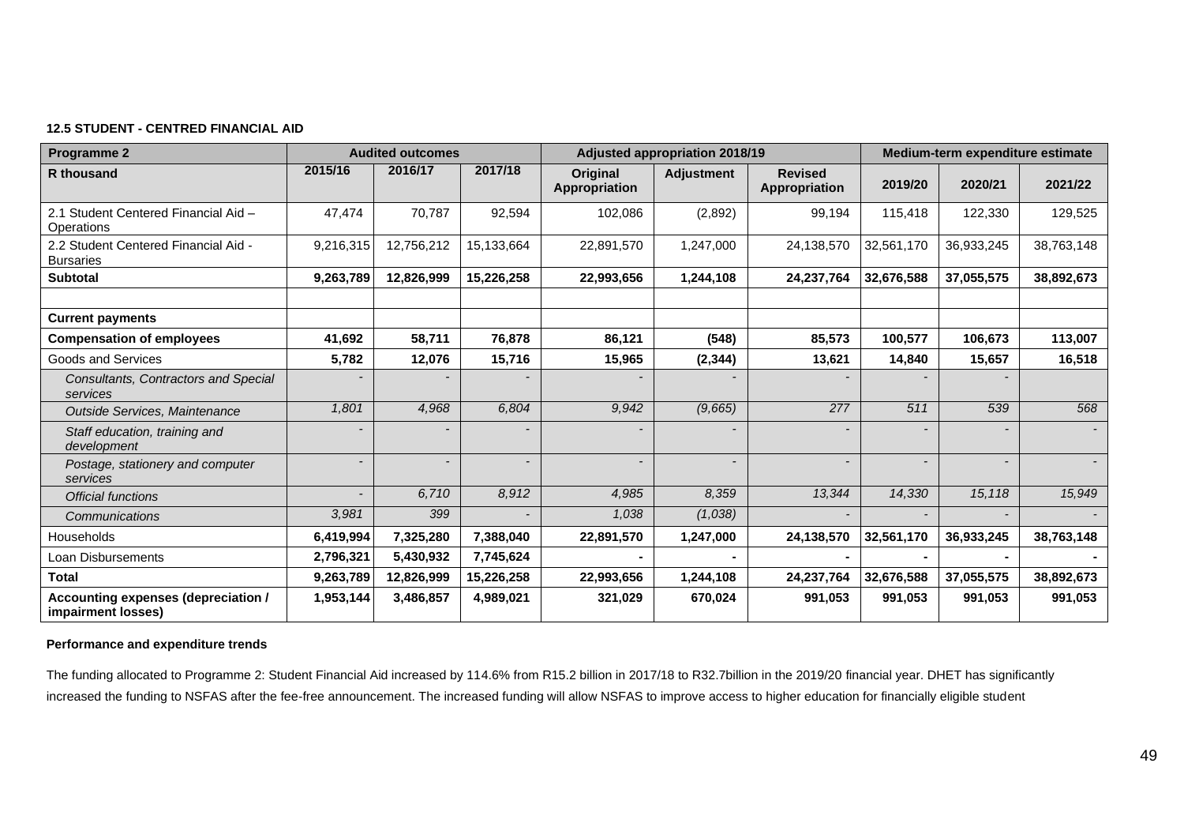**12.5 STUDENT - CENTRED FINANCIAL AID**

| Programme 2 | Audited outcomes | | | Adjusted appropriation 2018/19 | | | Medium-term expenditure estimate | | |
|---|---|---|---|---|---|---|---|---|---|
| **R thousand** | **2015/16** | **2016/17** | **2017/18** | **Original Appropriation** | **Adjustment** | **Revised Appropriation** | **2019/20** | **2020/21** | **2021/22** |
| 2.1 Student Centered Financial Aid – Operations | 47,474 | 70,787 | 92,594 | 102,086 | (2,892) | 99,194 | 115,418 | 122,330 | 129,525 |
| 2.2 Student Centered Financial Aid - Bursaries | 9,216,315 | 12,756,212 | 15,133,664 | 22,891,570 | 1,247,000 | 24,138,570 | 32,561,170 | 36,933,245 | 38,763,148 |
| **Subtotal** | **9,263,789** | **12,826,999** | **15,226,258** | **22,993,656** | **1,244,108** | **24,237,764** | **32,676,588** | **37,055,575** | **38,892,673** |
| | | | | | | | | | |
| **Current payments** | | | | | | | | | |
| **Compensation of employees** | **41,692** | **58,711** | **76,878** | **86,121** | **(548)** | **85,573** | **100,577** | **106,673** | **113,007** |
| Goods and Services | **5,782** | **12,076** | **15,716** | **15,965** | **(2,344)** | **13,621** | **14,840** | **15,657** | **16,518** |
| *Consultants, Contractors and Special services* | - | - | - | - | - | - | - | - | |
| *Outside Services, Maintenance* | *1,801* | *4,968* | *6,804* | *9,942* | *(9,665)* | *277* | *511* | *539* | *568* |
| *Staff education, training and development* | - | - | - | - | - | - | - | - | - |
| *Postage, stationery and computer services* | - | - | - | - | - | - | - | - | - |
| *Official functions* | - | *6,710* | *8,912* | *4,985* | *8,359* | *13,344* | *14,330* | *15,118* | *15,949* |
| *Communications* | *3,981* | *399* | - | *1,038* | *(1,038)* | - | - | - | - |
| Households | **6,419,994** | **7,325,280** | **7,388,040** | **22,891,570** | **1,247,000** | **24,138,570** | **32,561,170** | **36,933,245** | **38,763,148** |
| Loan Disbursements | **2,796,321** | **5,430,932** | **7,745,624** | **-** | **-** | **-** | **-** | **-** | **-** |
| **Total** | **9,263,789** | **12,826,999** | **15,226,258** | **22,993,656** | **1,244,108** | **24,237,764** | **32,676,588** | **37,055,575** | **38,892,673** |
| **Accounting expenses (depreciation / impairment losses)** | **1,953,144** | **3,486,857** | **4,989,021** | **321,029** | **670,024** | **991,053** | **991,053** | **991,053** | **991,053** |

**Performance and expenditure trends**

The funding allocated to Programme 2: Student Financial Aid increased by 114.6% from R15.2 billion in 2017/18 to R32.7billion in the 2019/20 financial year. DHET has significantly increased the funding to NSFAS after the fee-free announcement. The increased funding will allow NSFAS to improve access to higher education for financially eligible student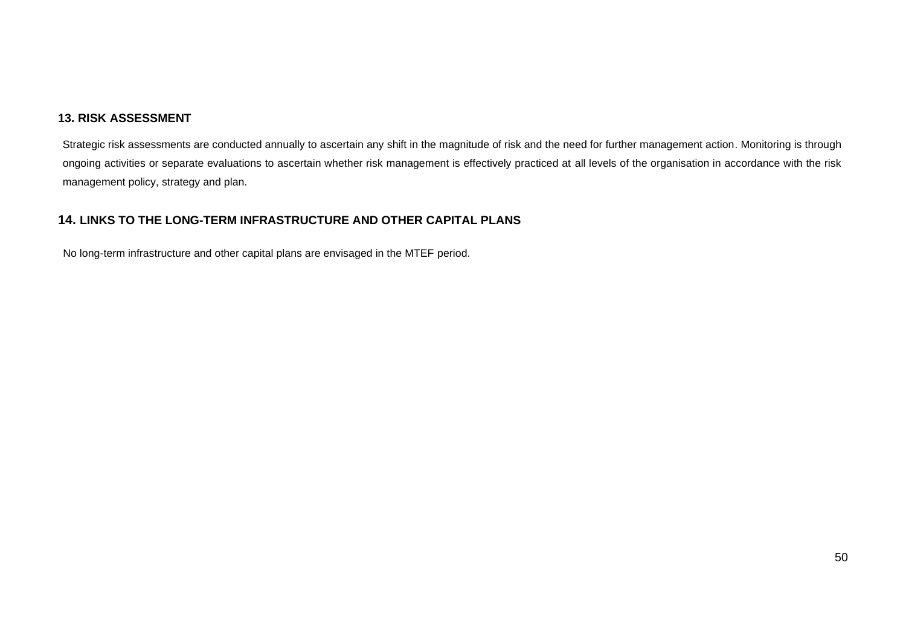## 13. RISK ASSESSMENT

Strategic risk assessments are conducted annually to ascertain any shift in the magnitude of risk and the need for further management action. Monitoring is through ongoing activities or separate evaluations to ascertain whether risk management is effectively practiced at all levels of the organisation in accordance with the risk management policy, strategy and plan.

## 14. LINKS TO THE LONG-TERM INFRASTRUCTURE AND OTHER CAPITAL PLANS

No long-term infrastructure and other capital plans are envisaged in the MTEF period.